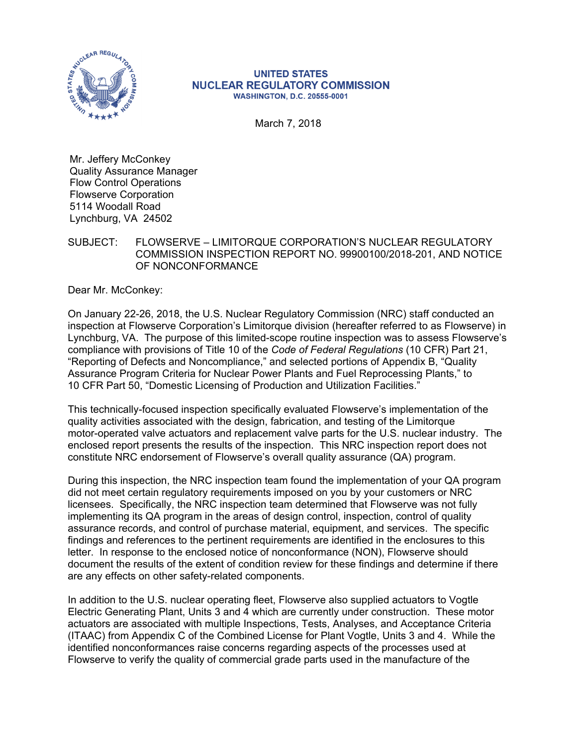UNITED STATES
NUCLEAR REGULATORY COMMISSION
WASHINGTON, D.C. 20555-0001

March 7, 2018

Mr. Jeffery McConkey
Quality Assurance Manager
Flow Control Operations
Flowserve Corporation
5114 Woodall Road
Lynchburg, VA 24502

SUBJECT: FLOWSERVE – LIMITORQUE CORPORATION'S NUCLEAR REGULATORY COMMISSION INSPECTION REPORT NO. 99900100/2018-201, AND NOTICE OF NONCONFORMANCE

Dear Mr. McConkey:

On January 22-26, 2018, the U.S. Nuclear Regulatory Commission (NRC) staff conducted an inspection at Flowserve Corporation's Limitorque division (hereafter referred to as Flowserve) in Lynchburg, VA. The purpose of this limited-scope routine inspection was to assess Flowserve's compliance with provisions of Title 10 of the *Code of Federal Regulations* (10 CFR) Part 21, "Reporting of Defects and Noncompliance," and selected portions of Appendix B, "Quality Assurance Program Criteria for Nuclear Power Plants and Fuel Reprocessing Plants," to 10 CFR Part 50, "Domestic Licensing of Production and Utilization Facilities."

This technically-focused inspection specifically evaluated Flowserve's implementation of the quality activities associated with the design, fabrication, and testing of the Limitorque motor-operated valve actuators and replacement valve parts for the U.S. nuclear industry. The enclosed report presents the results of the inspection. This NRC inspection report does not constitute NRC endorsement of Flowserve's overall quality assurance (QA) program.

During this inspection, the NRC inspection team found the implementation of your QA program did not meet certain regulatory requirements imposed on you by your customers or NRC licensees. Specifically, the NRC inspection team determined that Flowserve was not fully implementing its QA program in the areas of design control, inspection, control of quality assurance records, and control of purchase material, equipment, and services. The specific findings and references to the pertinent requirements are identified in the enclosures to this letter. In response to the enclosed notice of nonconformance (NON), Flowserve should document the results of the extent of condition review for these findings and determine if there are any effects on other safety-related components.

In addition to the U.S. nuclear operating fleet, Flowserve also supplied actuators to Vogtle Electric Generating Plant, Units 3 and 4 which are currently under construction. These motor actuators are associated with multiple Inspections, Tests, Analyses, and Acceptance Criteria (ITAAC) from Appendix C of the Combined License for Plant Vogtle, Units 3 and 4. While the identified nonconformances raise concerns regarding aspects of the processes used at Flowserve to verify the quality of commercial grade parts used in the manufacture of the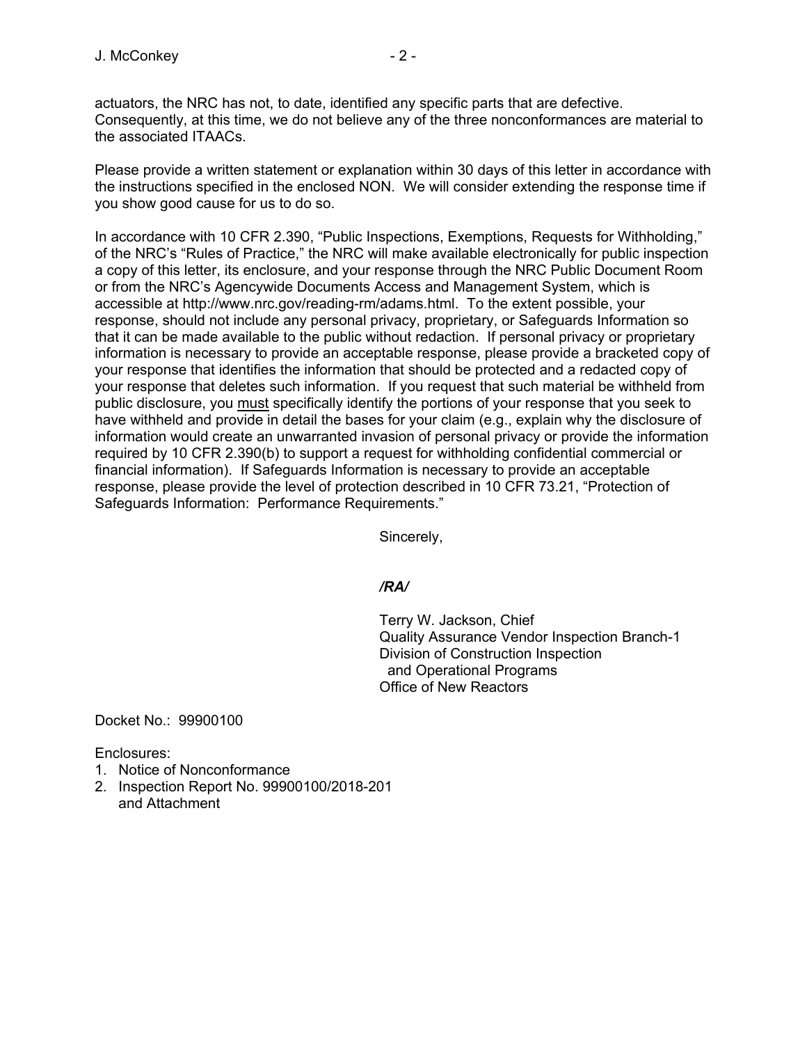actuators, the NRC has not, to date, identified any specific parts that are defective. Consequently, at this time, we do not believe any of the three nonconformances are material to the associated ITAACs.

Please provide a written statement or explanation within 30 days of this letter in accordance with the instructions specified in the enclosed NON. We will consider extending the response time if you show good cause for us to do so.

In accordance with 10 CFR 2.390, "Public Inspections, Exemptions, Requests for Withholding," of the NRC's "Rules of Practice," the NRC will make available electronically for public inspection a copy of this letter, its enclosure, and your response through the NRC Public Document Room or from the NRC's Agencywide Documents Access and Management System, which is accessible at http://www.nrc.gov/reading-rm/adams.html. To the extent possible, your response, should not include any personal privacy, proprietary, or Safeguards Information so that it can be made available to the public without redaction. If personal privacy or proprietary information is necessary to provide an acceptable response, please provide a bracketed copy of your response that identifies the information that should be protected and a redacted copy of your response that deletes such information. If you request that such material be withheld from public disclosure, you must specifically identify the portions of your response that you seek to have withheld and provide in detail the bases for your claim (e.g., explain why the disclosure of information would create an unwarranted invasion of personal privacy or provide the information required by 10 CFR 2.390(b) to support a request for withholding confidential commercial or financial information). If Safeguards Information is necessary to provide an acceptable response, please provide the level of protection described in 10 CFR 73.21, "Protection of Safeguards Information: Performance Requirements."

Sincerely,

*/RA/*

Terry W. Jackson, Chief
Quality Assurance Vendor Inspection Branch-1
Division of Construction Inspection
and Operational Programs
Office of New Reactors

Docket No.: 99900100

Enclosures:
1. Notice of Nonconformance
2. Inspection Report No. 99900100/2018-201
and Attachment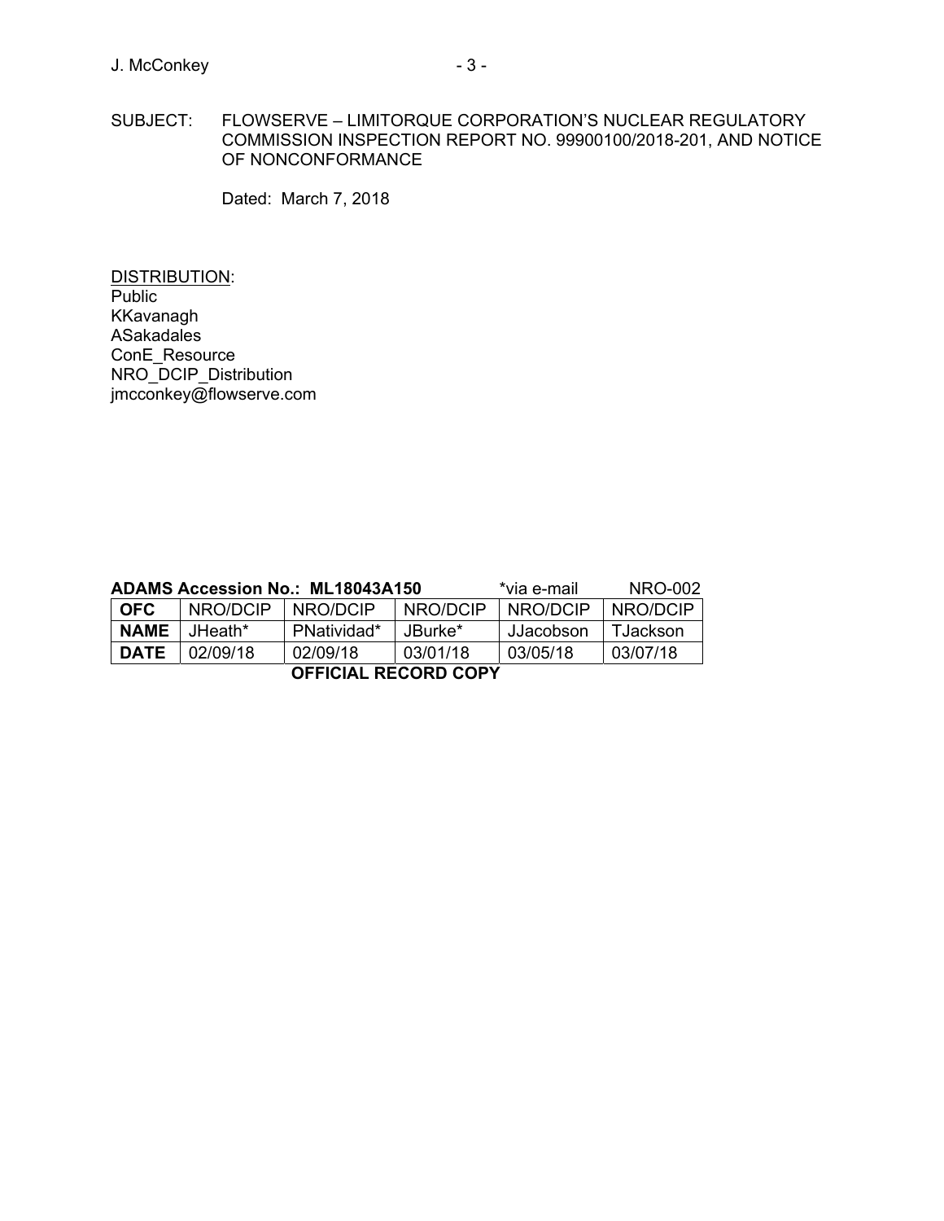SUBJECT: FLOWSERVE – LIMITORQUE CORPORATION'S NUCLEAR REGULATORY COMMISSION INSPECTION REPORT NO. 99900100/2018-201, AND NOTICE OF NONCONFORMANCE

Dated: March 7, 2018

DISTRIBUTION:
Public
KKavanagh
ASakadales
ConE_Resource
NRO_DCIP_Distribution
jmcconkey@flowserve.com

**ADAMS Accession No.: ML18043A150** *via e-mail NRO-002

| **OFC** | NRO/DCIP | NRO/DCIP | NRO/DCIP | NRO/DCIP | NRO/DCIP |
|---|---|---|---|---|---|
| **NAME** | JHeath* | PNatividad* | JBurke* | JJacobson | TJackson |
| **DATE** | 02/09/18 | 02/09/18 | 03/01/18 | 03/05/18 | 03/07/18 |

**OFFICIAL RECORD COPY**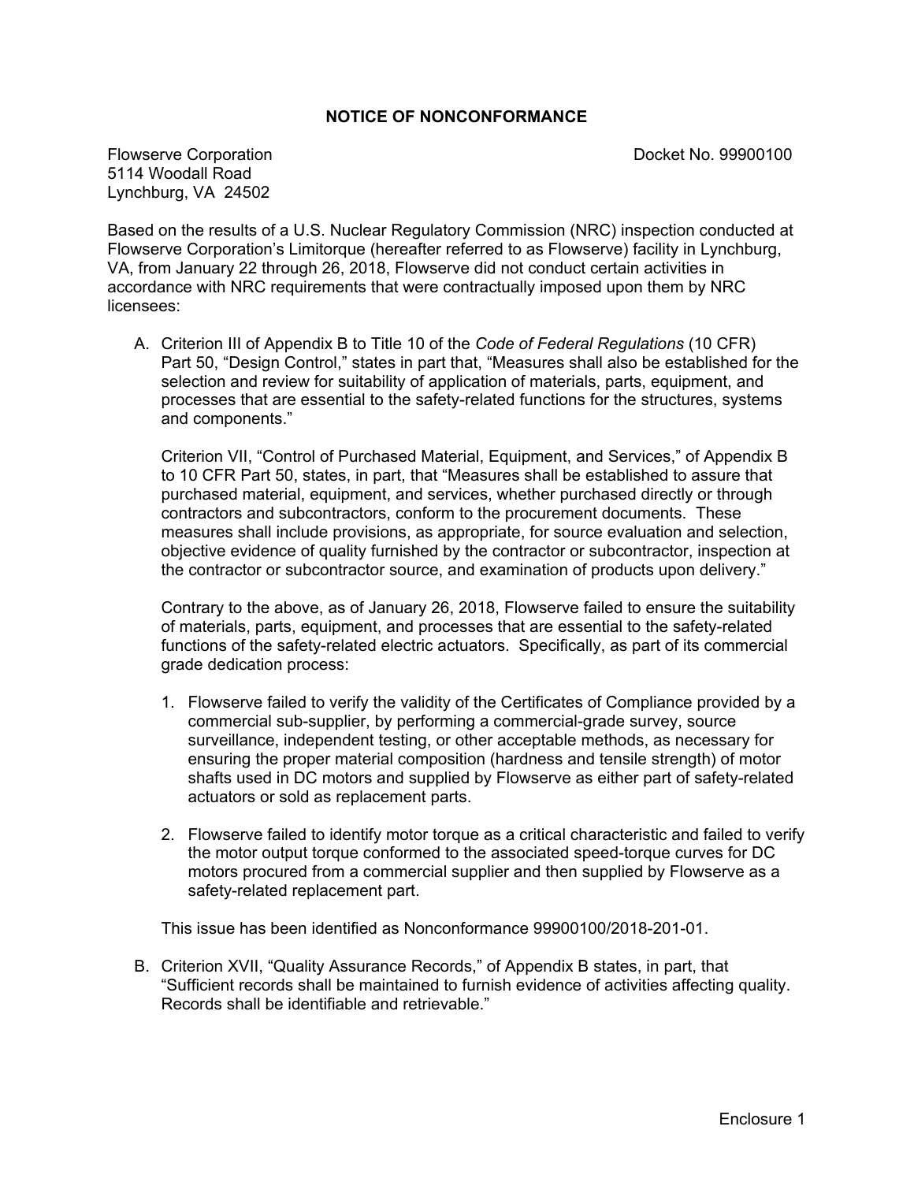## NOTICE OF NONCONFORMANCE

Flowserve Corporation
5114 Woodall Road
Lynchburg, VA 24502

Docket No. 99900100

Based on the results of a U.S. Nuclear Regulatory Commission (NRC) inspection conducted at Flowserve Corporation's Limitorque (hereafter referred to as Flowserve) facility in Lynchburg, VA, from January 22 through 26, 2018, Flowserve did not conduct certain activities in accordance with NRC requirements that were contractually imposed upon them by NRC licensees:

A. Criterion III of Appendix B to Title 10 of the *Code of Federal Regulations* (10 CFR) Part 50, "Design Control," states in part that, "Measures shall also be established for the selection and review for suitability of application of materials, parts, equipment, and processes that are essential to the safety-related functions for the structures, systems and components."

   Criterion VII, "Control of Purchased Material, Equipment, and Services," of Appendix B to 10 CFR Part 50, states, in part, that "Measures shall be established to assure that purchased material, equipment, and services, whether purchased directly or through contractors and subcontractors, conform to the procurement documents. These measures shall include provisions, as appropriate, for source evaluation and selection, objective evidence of quality furnished by the contractor or subcontractor, inspection at the contractor or subcontractor source, and examination of products upon delivery."

   Contrary to the above, as of January 26, 2018, Flowserve failed to ensure the suitability of materials, parts, equipment, and processes that are essential to the safety-related functions of the safety-related electric actuators. Specifically, as part of its commercial grade dedication process:

   1. Flowserve failed to verify the validity of the Certificates of Compliance provided by a commercial sub-supplier, by performing a commercial-grade survey, source surveillance, independent testing, or other acceptable methods, as necessary for ensuring the proper material composition (hardness and tensile strength) of motor shafts used in DC motors and supplied by Flowserve as either part of safety-related actuators or sold as replacement parts.

   2. Flowserve failed to identify motor torque as a critical characteristic and failed to verify the motor output torque conformed to the associated speed-torque curves for DC motors procured from a commercial supplier and then supplied by Flowserve as a safety-related replacement part.

   This issue has been identified as Nonconformance 99900100/2018-201-01.

B. Criterion XVII, "Quality Assurance Records," of Appendix B states, in part, that "Sufficient records shall be maintained to furnish evidence of activities affecting quality. Records shall be identifiable and retrievable."

Enclosure 1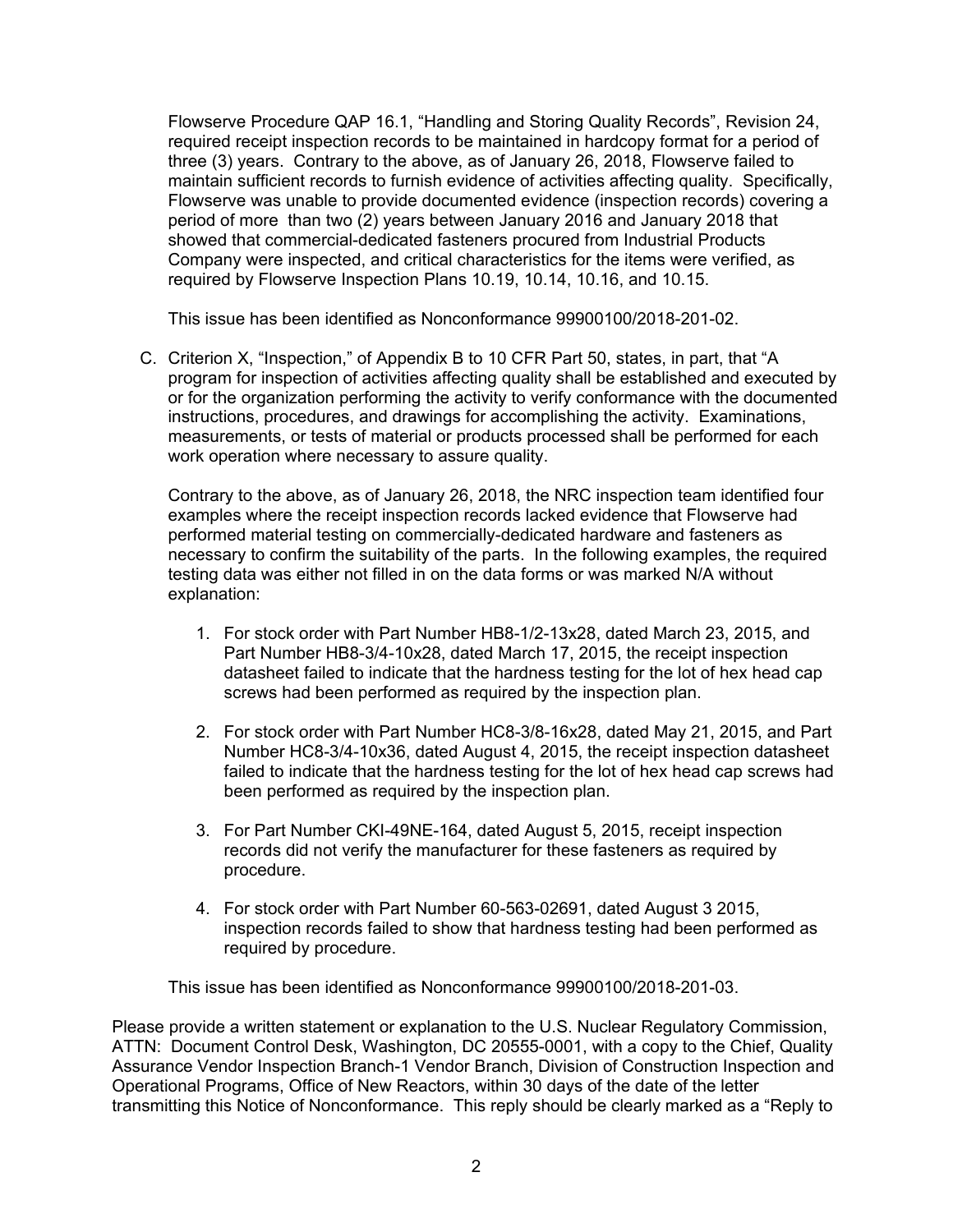Flowserve Procedure QAP 16.1, "Handling and Storing Quality Records", Revision 24, required receipt inspection records to be maintained in hardcopy format for a period of three (3) years. Contrary to the above, as of January 26, 2018, Flowserve failed to maintain sufficient records to furnish evidence of activities affecting quality. Specifically, Flowserve was unable to provide documented evidence (inspection records) covering a period of more than two (2) years between January 2016 and January 2018 that showed that commercial-dedicated fasteners procured from Industrial Products Company were inspected, and critical characteristics for the items were verified, as required by Flowserve Inspection Plans 10.19, 10.14, 10.16, and 10.15.

This issue has been identified as Nonconformance 99900100/2018-201-02.

C. Criterion X, "Inspection," of Appendix B to 10 CFR Part 50, states, in part, that "A program for inspection of activities affecting quality shall be established and executed by or for the organization performing the activity to verify conformance with the documented instructions, procedures, and drawings for accomplishing the activity. Examinations, measurements, or tests of material or products processed shall be performed for each work operation where necessary to assure quality.

   Contrary to the above, as of January 26, 2018, the NRC inspection team identified four examples where the receipt inspection records lacked evidence that Flowserve had performed material testing on commercially-dedicated hardware and fasteners as necessary to confirm the suitability of the parts. In the following examples, the required testing data was either not filled in on the data forms or was marked N/A without explanation:

   1. For stock order with Part Number HB8-1/2-13x28, dated March 23, 2015, and Part Number HB8-3/4-10x28, dated March 17, 2015, the receipt inspection datasheet failed to indicate that the hardness testing for the lot of hex head cap screws had been performed as required by the inspection plan.

   2. For stock order with Part Number HC8-3/8-16x28, dated May 21, 2015, and Part Number HC8-3/4-10x36, dated August 4, 2015, the receipt inspection datasheet failed to indicate that the hardness testing for the lot of hex head cap screws had been performed as required by the inspection plan.

   3. For Part Number CKI-49NE-164, dated August 5, 2015, receipt inspection records did not verify the manufacturer for these fasteners as required by procedure.

   4. For stock order with Part Number 60-563-02691, dated August 3 2015, inspection records failed to show that hardness testing had been performed as required by procedure.

   This issue has been identified as Nonconformance 99900100/2018-201-03.

Please provide a written statement or explanation to the U.S. Nuclear Regulatory Commission, ATTN: Document Control Desk, Washington, DC 20555-0001, with a copy to the Chief, Quality Assurance Vendor Inspection Branch-1 Vendor Branch, Division of Construction Inspection and Operational Programs, Office of New Reactors, within 30 days of the date of the letter transmitting this Notice of Nonconformance. This reply should be clearly marked as a "Reply to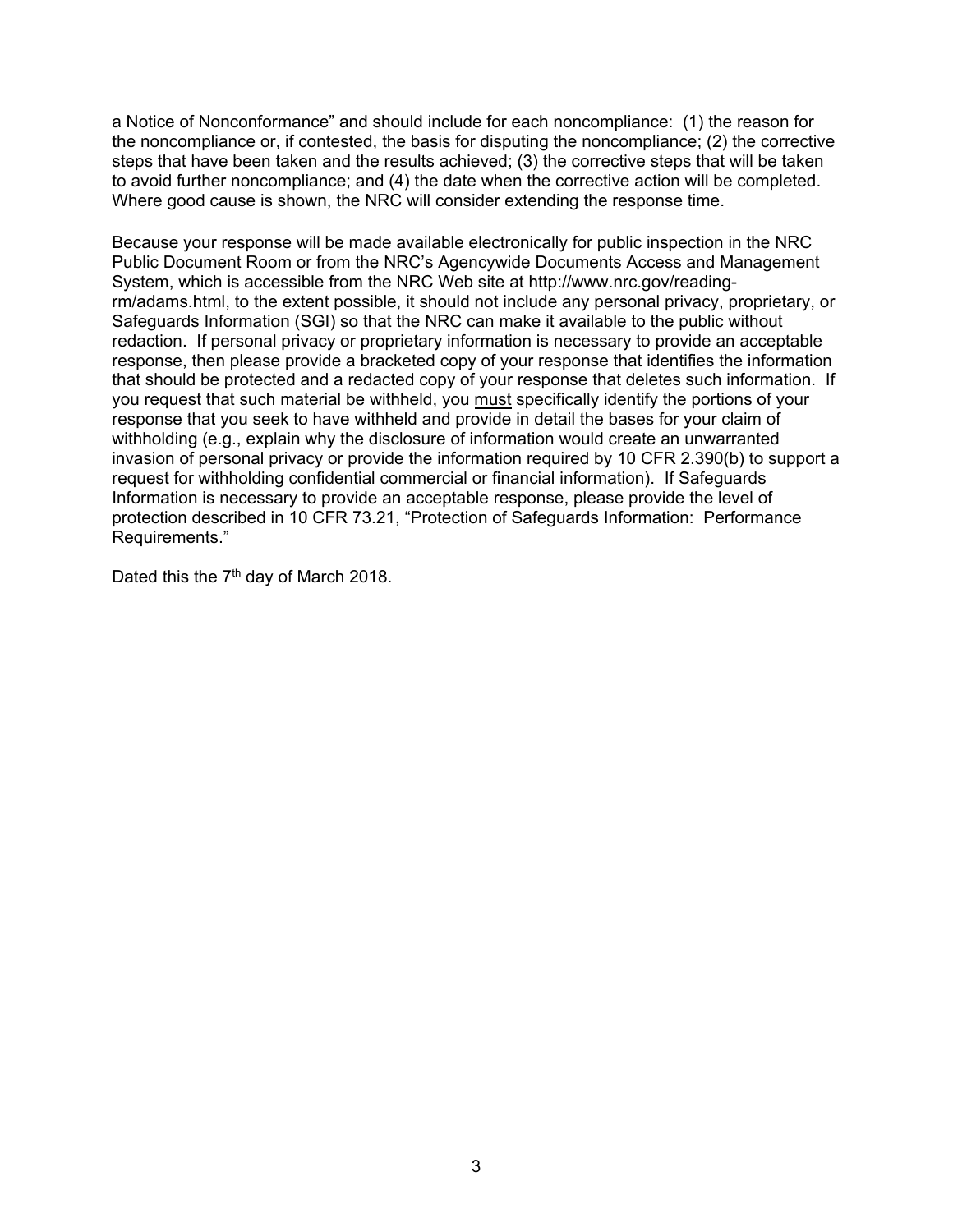a Notice of Nonconformance" and should include for each noncompliance: (1) the reason for the noncompliance or, if contested, the basis for disputing the noncompliance; (2) the corrective steps that have been taken and the results achieved; (3) the corrective steps that will be taken to avoid further noncompliance; and (4) the date when the corrective action will be completed. Where good cause is shown, the NRC will consider extending the response time.

Because your response will be made available electronically for public inspection in the NRC Public Document Room or from the NRC's Agencywide Documents Access and Management System, which is accessible from the NRC Web site at http://www.nrc.gov/reading-rm/adams.html, to the extent possible, it should not include any personal privacy, proprietary, or Safeguards Information (SGI) so that the NRC can make it available to the public without redaction. If personal privacy or proprietary information is necessary to provide an acceptable response, then please provide a bracketed copy of your response that identifies the information that should be protected and a redacted copy of your response that deletes such information. If you request that such material be withheld, you must specifically identify the portions of your response that you seek to have withheld and provide in detail the bases for your claim of withholding (e.g., explain why the disclosure of information would create an unwarranted invasion of personal privacy or provide the information required by 10 CFR 2.390(b) to support a request for withholding confidential commercial or financial information). If Safeguards Information is necessary to provide an acceptable response, please provide the level of protection described in 10 CFR 73.21, "Protection of Safeguards Information: Performance Requirements."

Dated this the 7th day of March 2018.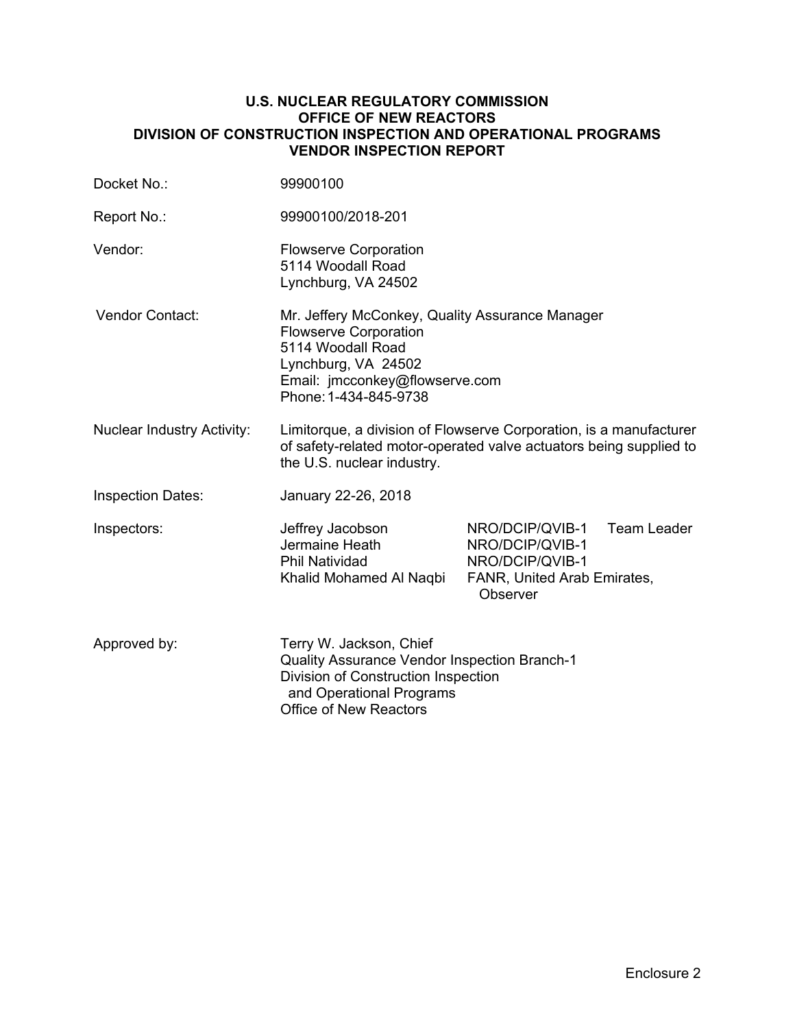**U.S. NUCLEAR REGULATORY COMMISSION**
**OFFICE OF NEW REACTORS**
**DIVISION OF CONSTRUCTION INSPECTION AND OPERATIONAL PROGRAMS**
**VENDOR INSPECTION REPORT**

| | |
|---|---|
| Docket No.: | 99900100 |
| Report No.: | 99900100/2018-201 |
| Vendor: | Flowserve Corporation<br>5114 Woodall Road<br>Lynchburg, VA 24502 |
| Vendor Contact: | Mr. Jeffery McConkey, Quality Assurance Manager<br>Flowserve Corporation<br>5114 Woodall Road<br>Lynchburg, VA 24502<br>Email: jmcconkey@flowserve.com<br>Phone: 1-434-845-9738 |
| Nuclear Industry Activity: | Limitorque, a division of Flowserve Corporation, is a manufacturer of safety-related motor-operated valve actuators being supplied to the U.S. nuclear industry. |
| Inspection Dates: | January 22-26, 2018 |

| Inspectors: | | |
|---|---|---|
| Jeffrey Jacobson | NRO/DCIP/QVIB-1 | Team Leader |
| Jermaine Heath | NRO/DCIP/QVIB-1 | |
| Phil Natividad | NRO/DCIP/QVIB-1 | |
| Khalid Mohamed Al Naqbi | FANR, United Arab Emirates, Observer | |

Approved by: Terry W. Jackson, Chief
Quality Assurance Vendor Inspection Branch-1
Division of Construction Inspection
and Operational Programs
Office of New Reactors

Enclosure 2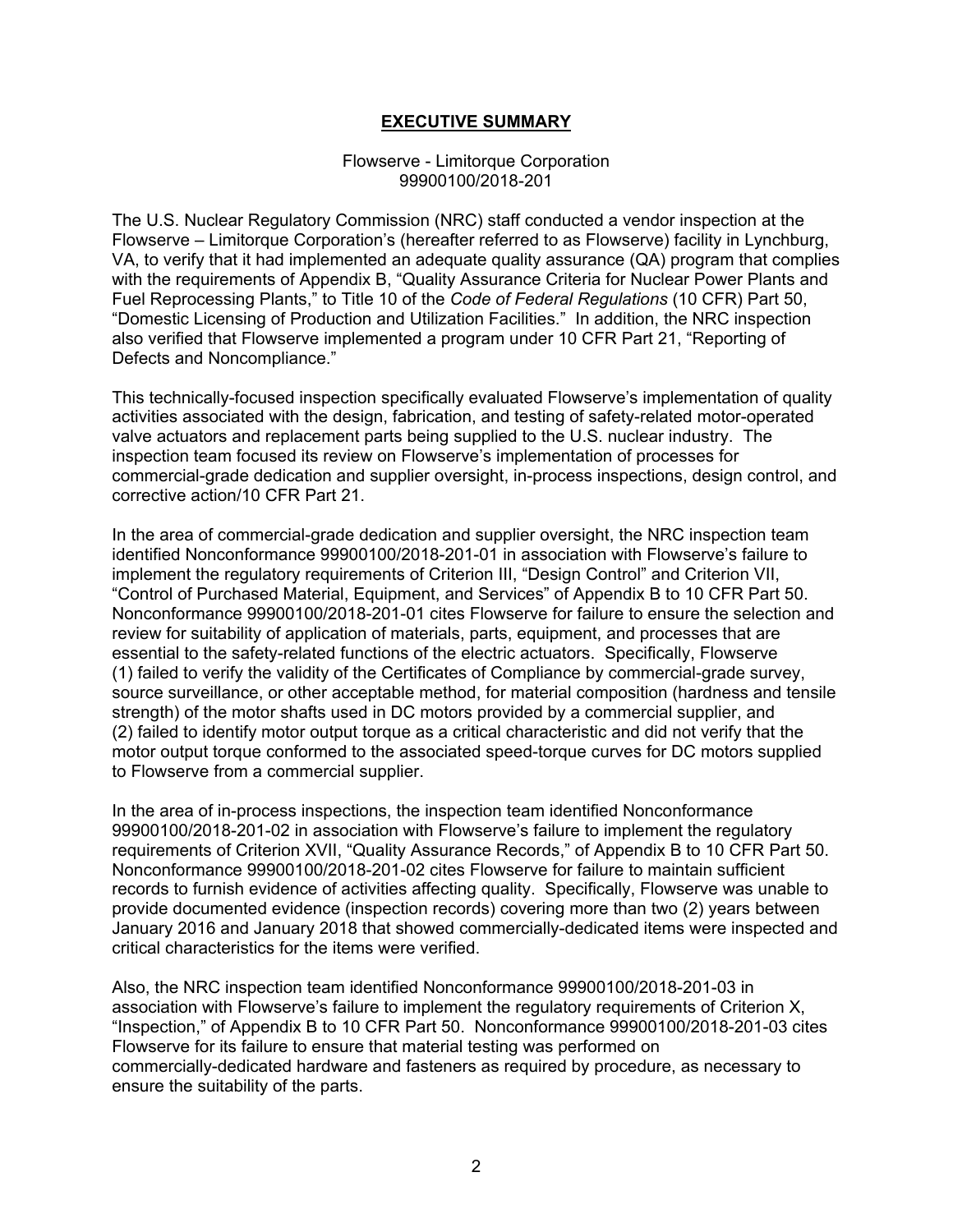# EXECUTIVE SUMMARY

Flowserve - Limitorque Corporation
99900100/2018-201

The U.S. Nuclear Regulatory Commission (NRC) staff conducted a vendor inspection at the Flowserve – Limitorque Corporation's (hereafter referred to as Flowserve) facility in Lynchburg, VA, to verify that it had implemented an adequate quality assurance (QA) program that complies with the requirements of Appendix B, "Quality Assurance Criteria for Nuclear Power Plants and Fuel Reprocessing Plants," to Title 10 of the *Code of Federal Regulations* (10 CFR) Part 50, "Domestic Licensing of Production and Utilization Facilities." In addition, the NRC inspection also verified that Flowserve implemented a program under 10 CFR Part 21, "Reporting of Defects and Noncompliance."

This technically-focused inspection specifically evaluated Flowserve's implementation of quality activities associated with the design, fabrication, and testing of safety-related motor-operated valve actuators and replacement parts being supplied to the U.S. nuclear industry. The inspection team focused its review on Flowserve's implementation of processes for commercial-grade dedication and supplier oversight, in-process inspections, design control, and corrective action/10 CFR Part 21.

In the area of commercial-grade dedication and supplier oversight, the NRC inspection team identified Nonconformance 99900100/2018-201-01 in association with Flowserve's failure to implement the regulatory requirements of Criterion III, "Design Control" and Criterion VII, "Control of Purchased Material, Equipment, and Services" of Appendix B to 10 CFR Part 50. Nonconformance 99900100/2018-201-01 cites Flowserve for failure to ensure the selection and review for suitability of application of materials, parts, equipment, and processes that are essential to the safety-related functions of the electric actuators. Specifically, Flowserve (1) failed to verify the validity of the Certificates of Compliance by commercial-grade survey, source surveillance, or other acceptable method, for material composition (hardness and tensile strength) of the motor shafts used in DC motors provided by a commercial supplier, and (2) failed to identify motor output torque as a critical characteristic and did not verify that the motor output torque conformed to the associated speed-torque curves for DC motors supplied to Flowserve from a commercial supplier.

In the area of in-process inspections, the inspection team identified Nonconformance 99900100/2018-201-02 in association with Flowserve's failure to implement the regulatory requirements of Criterion XVII, "Quality Assurance Records," of Appendix B to 10 CFR Part 50. Nonconformance 99900100/2018-201-02 cites Flowserve for failure to maintain sufficient records to furnish evidence of activities affecting quality. Specifically, Flowserve was unable to provide documented evidence (inspection records) covering more than two (2) years between January 2016 and January 2018 that showed commercially-dedicated items were inspected and critical characteristics for the items were verified.

Also, the NRC inspection team identified Nonconformance 99900100/2018-201-03 in association with Flowserve's failure to implement the regulatory requirements of Criterion X, "Inspection," of Appendix B to 10 CFR Part 50. Nonconformance 99900100/2018-201-03 cites Flowserve for its failure to ensure that material testing was performed on commercially-dedicated hardware and fasteners as required by procedure, as necessary to ensure the suitability of the parts.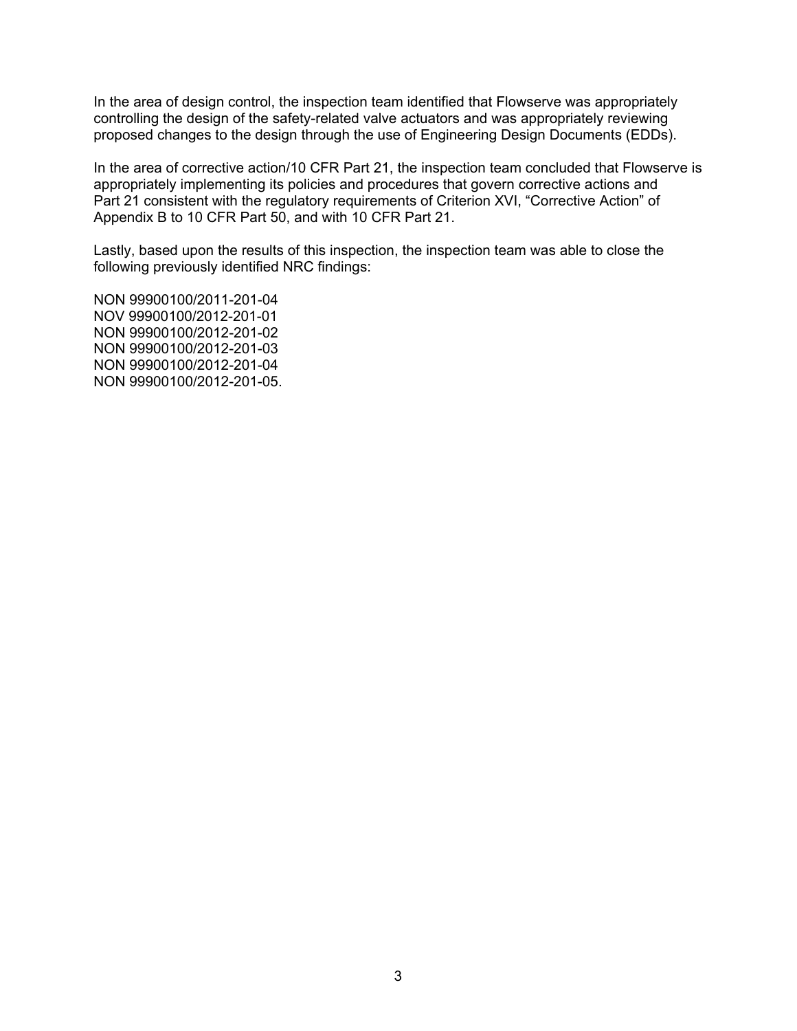In the area of design control, the inspection team identified that Flowserve was appropriately controlling the design of the safety-related valve actuators and was appropriately reviewing proposed changes to the design through the use of Engineering Design Documents (EDDs).

In the area of corrective action/10 CFR Part 21, the inspection team concluded that Flowserve is appropriately implementing its policies and procedures that govern corrective actions and Part 21 consistent with the regulatory requirements of Criterion XVI, "Corrective Action" of Appendix B to 10 CFR Part 50, and with 10 CFR Part 21.

Lastly, based upon the results of this inspection, the inspection team was able to close the following previously identified NRC findings:

NON 99900100/2011-201-04
NOV 99900100/2012-201-01
NON 99900100/2012-201-02
NON 99900100/2012-201-03
NON 99900100/2012-201-04
NON 99900100/2012-201-05.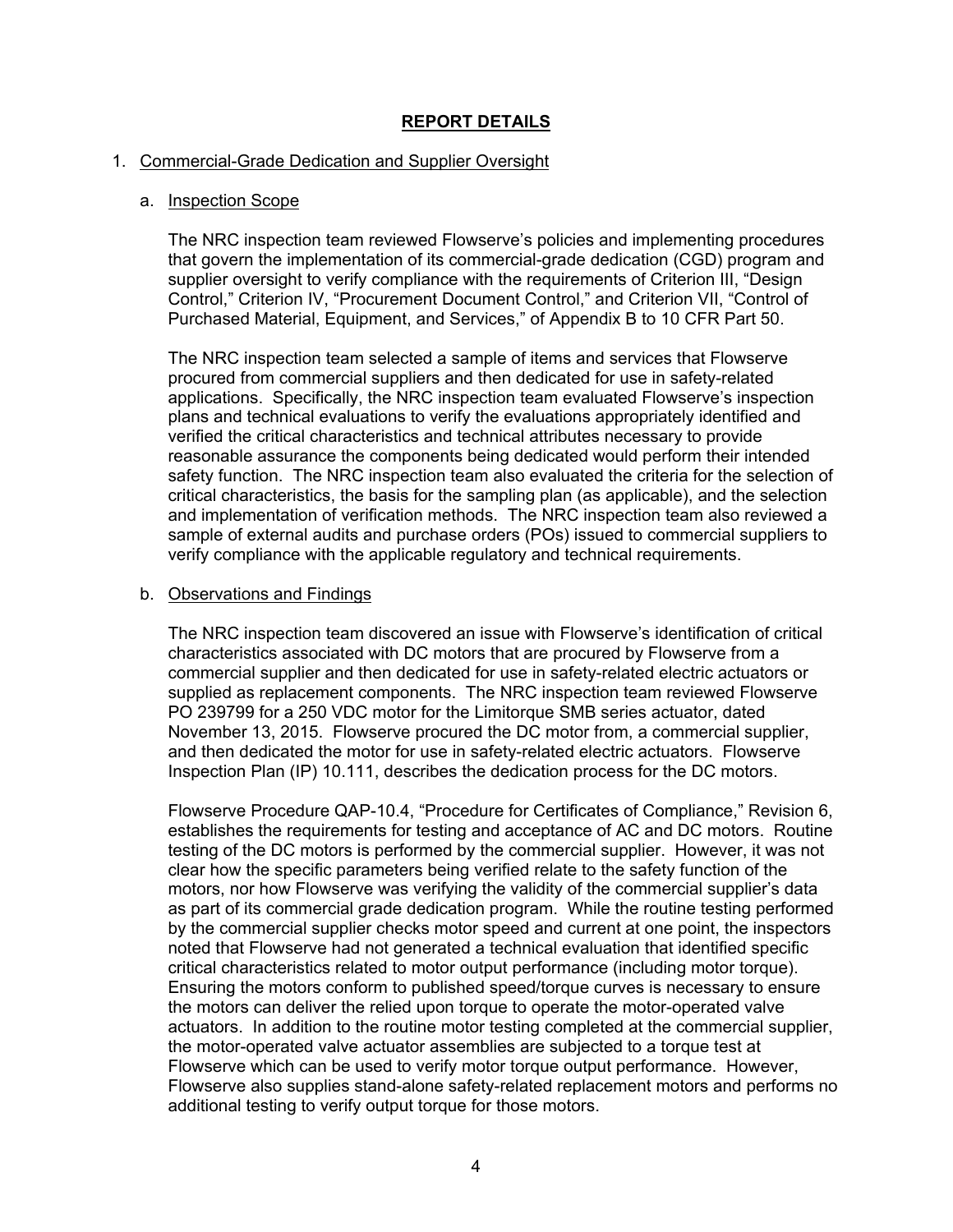## REPORT DETAILS

### 1. Commercial-Grade Dedication and Supplier Oversight

#### a. Inspection Scope

The NRC inspection team reviewed Flowserve's policies and implementing procedures that govern the implementation of its commercial-grade dedication (CGD) program and supplier oversight to verify compliance with the requirements of Criterion III, "Design Control," Criterion IV, "Procurement Document Control," and Criterion VII, "Control of Purchased Material, Equipment, and Services," of Appendix B to 10 CFR Part 50.

The NRC inspection team selected a sample of items and services that Flowserve procured from commercial suppliers and then dedicated for use in safety-related applications. Specifically, the NRC inspection team evaluated Flowserve's inspection plans and technical evaluations to verify the evaluations appropriately identified and verified the critical characteristics and technical attributes necessary to provide reasonable assurance the components being dedicated would perform their intended safety function. The NRC inspection team also evaluated the criteria for the selection of critical characteristics, the basis for the sampling plan (as applicable), and the selection and implementation of verification methods. The NRC inspection team also reviewed a sample of external audits and purchase orders (POs) issued to commercial suppliers to verify compliance with the applicable regulatory and technical requirements.

#### b. Observations and Findings

The NRC inspection team discovered an issue with Flowserve's identification of critical characteristics associated with DC motors that are procured by Flowserve from a commercial supplier and then dedicated for use in safety-related electric actuators or supplied as replacement components. The NRC inspection team reviewed Flowserve PO 239799 for a 250 VDC motor for the Limitorque SMB series actuator, dated November 13, 2015. Flowserve procured the DC motor from, a commercial supplier, and then dedicated the motor for use in safety-related electric actuators. Flowserve Inspection Plan (IP) 10.111, describes the dedication process for the DC motors.

Flowserve Procedure QAP-10.4, "Procedure for Certificates of Compliance," Revision 6, establishes the requirements for testing and acceptance of AC and DC motors. Routine testing of the DC motors is performed by the commercial supplier. However, it was not clear how the specific parameters being verified relate to the safety function of the motors, nor how Flowserve was verifying the validity of the commercial supplier's data as part of its commercial grade dedication program. While the routine testing performed by the commercial supplier checks motor speed and current at one point, the inspectors noted that Flowserve had not generated a technical evaluation that identified specific critical characteristics related to motor output performance (including motor torque). Ensuring the motors conform to published speed/torque curves is necessary to ensure the motors can deliver the relied upon torque to operate the motor-operated valve actuators. In addition to the routine motor testing completed at the commercial supplier, the motor-operated valve actuator assemblies are subjected to a torque test at Flowserve which can be used to verify motor torque output performance. However, Flowserve also supplies stand-alone safety-related replacement motors and performs no additional testing to verify output torque for those motors.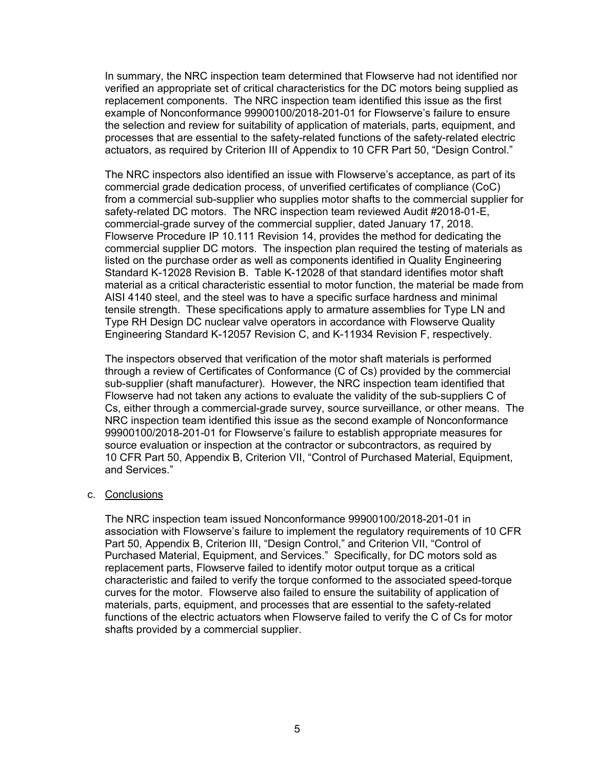In summary, the NRC inspection team determined that Flowserve had not identified nor verified an appropriate set of critical characteristics for the DC motors being supplied as replacement components. The NRC inspection team identified this issue as the first example of Nonconformance 99900100/2018-201-01 for Flowserve's failure to ensure the selection and review for suitability of application of materials, parts, equipment, and processes that are essential to the safety-related functions of the safety-related electric actuators, as required by Criterion III of Appendix to 10 CFR Part 50, "Design Control."

The NRC inspectors also identified an issue with Flowserve's acceptance, as part of its commercial grade dedication process, of unverified certificates of compliance (CoC) from a commercial sub-supplier who supplies motor shafts to the commercial supplier for safety-related DC motors. The NRC inspection team reviewed Audit #2018-01-E, commercial-grade survey of the commercial supplier, dated January 17, 2018. Flowserve Procedure IP 10.111 Revision 14, provides the method for dedicating the commercial supplier DC motors. The inspection plan required the testing of materials as listed on the purchase order as well as components identified in Quality Engineering Standard K-12028 Revision B. Table K-12028 of that standard identifies motor shaft material as a critical characteristic essential to motor function, the material be made from AISI 4140 steel, and the steel was to have a specific surface hardness and minimal tensile strength. These specifications apply to armature assemblies for Type LN and Type RH Design DC nuclear valve operators in accordance with Flowserve Quality Engineering Standard K-12057 Revision C, and K-11934 Revision F, respectively.

The inspectors observed that verification of the motor shaft materials is performed through a review of Certificates of Conformance (C of Cs) provided by the commercial sub-supplier (shaft manufacturer). However, the NRC inspection team identified that Flowserve had not taken any actions to evaluate the validity of the sub-suppliers C of Cs, either through a commercial-grade survey, source surveillance, or other means. The NRC inspection team identified this issue as the second example of Nonconformance 99900100/2018-201-01 for Flowserve's failure to establish appropriate measures for source evaluation or inspection at the contractor or subcontractors, as required by 10 CFR Part 50, Appendix B, Criterion VII, "Control of Purchased Material, Equipment, and Services."

c. Conclusions

The NRC inspection team issued Nonconformance 99900100/2018-201-01 in association with Flowserve's failure to implement the regulatory requirements of 10 CFR Part 50, Appendix B, Criterion III, "Design Control," and Criterion VII, "Control of Purchased Material, Equipment, and Services." Specifically, for DC motors sold as replacement parts, Flowserve failed to identify motor output torque as a critical characteristic and failed to verify the torque conformed to the associated speed-torque curves for the motor. Flowserve also failed to ensure the suitability of application of materials, parts, equipment, and processes that are essential to the safety-related functions of the electric actuators when Flowserve failed to verify the C of Cs for motor shafts provided by a commercial supplier.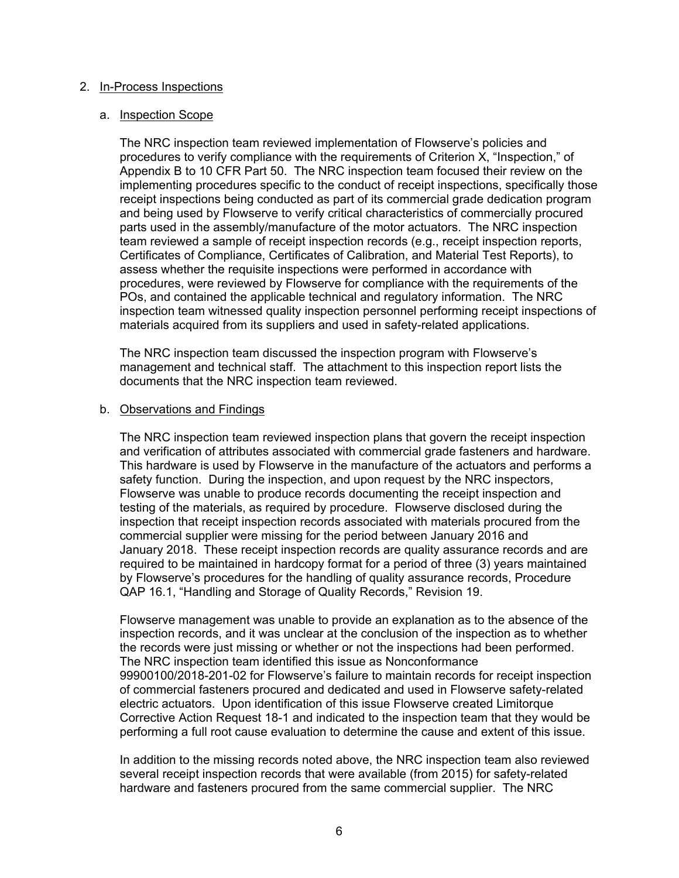## 2. In-Process Inspections

### a. Inspection Scope

The NRC inspection team reviewed implementation of Flowserve's policies and procedures to verify compliance with the requirements of Criterion X, "Inspection," of Appendix B to 10 CFR Part 50. The NRC inspection team focused their review on the implementing procedures specific to the conduct of receipt inspections, specifically those receipt inspections being conducted as part of its commercial grade dedication program and being used by Flowserve to verify critical characteristics of commercially procured parts used in the assembly/manufacture of the motor actuators. The NRC inspection team reviewed a sample of receipt inspection records (e.g., receipt inspection reports, Certificates of Compliance, Certificates of Calibration, and Material Test Reports), to assess whether the requisite inspections were performed in accordance with procedures, were reviewed by Flowserve for compliance with the requirements of the POs, and contained the applicable technical and regulatory information. The NRC inspection team witnessed quality inspection personnel performing receipt inspections of materials acquired from its suppliers and used in safety-related applications.

The NRC inspection team discussed the inspection program with Flowserve's management and technical staff. The attachment to this inspection report lists the documents that the NRC inspection team reviewed.

### b. Observations and Findings

The NRC inspection team reviewed inspection plans that govern the receipt inspection and verification of attributes associated with commercial grade fasteners and hardware. This hardware is used by Flowserve in the manufacture of the actuators and performs a safety function. During the inspection, and upon request by the NRC inspectors, Flowserve was unable to produce records documenting the receipt inspection and testing of the materials, as required by procedure. Flowserve disclosed during the inspection that receipt inspection records associated with materials procured from the commercial supplier were missing for the period between January 2016 and January 2018. These receipt inspection records are quality assurance records and are required to be maintained in hardcopy format for a period of three (3) years maintained by Flowserve's procedures for the handling of quality assurance records, Procedure QAP 16.1, "Handling and Storage of Quality Records," Revision 19.

Flowserve management was unable to provide an explanation as to the absence of the inspection records, and it was unclear at the conclusion of the inspection as to whether the records were just missing or whether or not the inspections had been performed. The NRC inspection team identified this issue as Nonconformance 99900100/2018-201-02 for Flowserve's failure to maintain records for receipt inspection of commercial fasteners procured and dedicated and used in Flowserve safety-related electric actuators. Upon identification of this issue Flowserve created Limitorque Corrective Action Request 18-1 and indicated to the inspection team that they would be performing a full root cause evaluation to determine the cause and extent of this issue.

In addition to the missing records noted above, the NRC inspection team also reviewed several receipt inspection records that were available (from 2015) for safety-related hardware and fasteners procured from the same commercial supplier. The NRC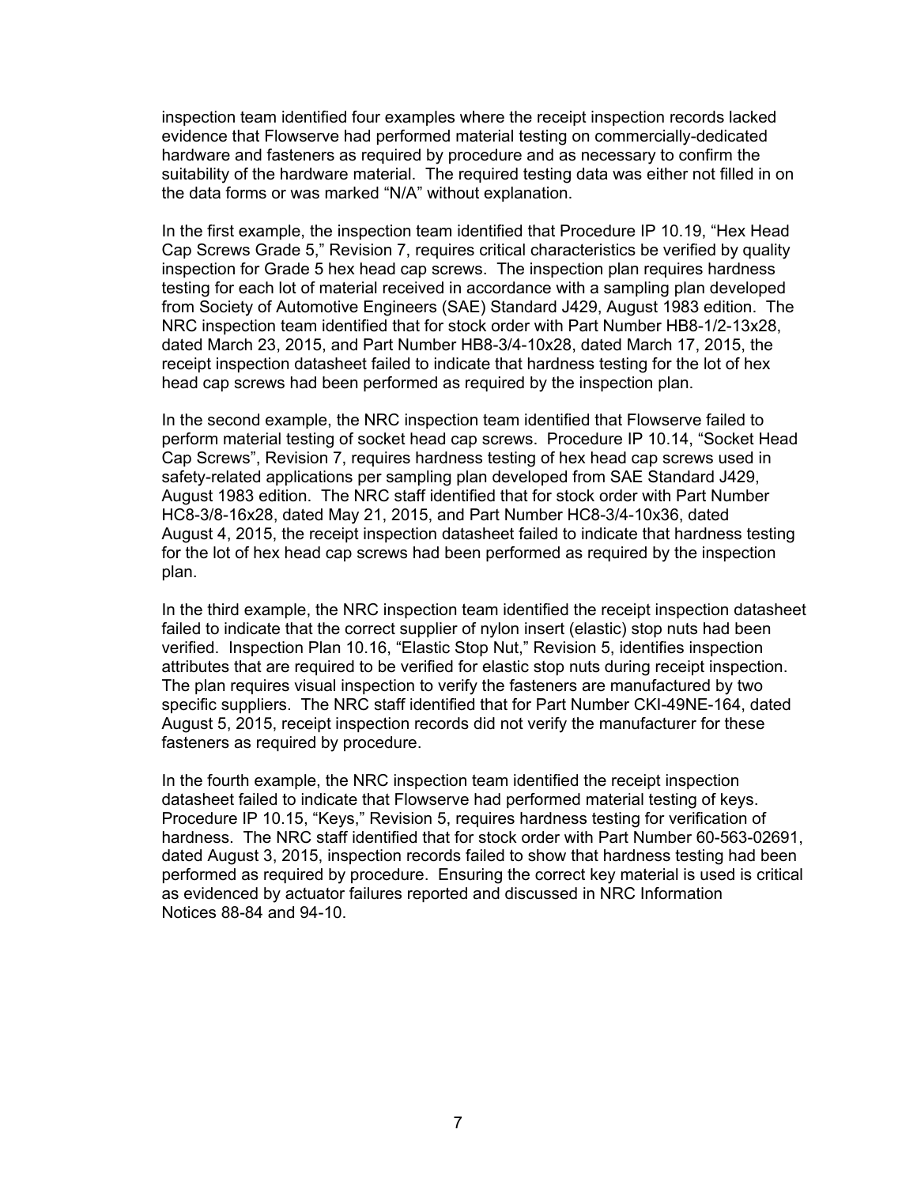inspection team identified four examples where the receipt inspection records lacked evidence that Flowserve had performed material testing on commercially-dedicated hardware and fasteners as required by procedure and as necessary to confirm the suitability of the hardware material. The required testing data was either not filled in on the data forms or was marked "N/A" without explanation.

In the first example, the inspection team identified that Procedure IP 10.19, "Hex Head Cap Screws Grade 5," Revision 7, requires critical characteristics be verified by quality inspection for Grade 5 hex head cap screws. The inspection plan requires hardness testing for each lot of material received in accordance with a sampling plan developed from Society of Automotive Engineers (SAE) Standard J429, August 1983 edition. The NRC inspection team identified that for stock order with Part Number HB8-1/2-13x28, dated March 23, 2015, and Part Number HB8-3/4-10x28, dated March 17, 2015, the receipt inspection datasheet failed to indicate that hardness testing for the lot of hex head cap screws had been performed as required by the inspection plan.

In the second example, the NRC inspection team identified that Flowserve failed to perform material testing of socket head cap screws. Procedure IP 10.14, "Socket Head Cap Screws", Revision 7, requires hardness testing of hex head cap screws used in safety-related applications per sampling plan developed from SAE Standard J429, August 1983 edition. The NRC staff identified that for stock order with Part Number HC8-3/8-16x28, dated May 21, 2015, and Part Number HC8-3/4-10x36, dated August 4, 2015, the receipt inspection datasheet failed to indicate that hardness testing for the lot of hex head cap screws had been performed as required by the inspection plan.

In the third example, the NRC inspection team identified the receipt inspection datasheet failed to indicate that the correct supplier of nylon insert (elastic) stop nuts had been verified. Inspection Plan 10.16, "Elastic Stop Nut," Revision 5, identifies inspection attributes that are required to be verified for elastic stop nuts during receipt inspection. The plan requires visual inspection to verify the fasteners are manufactured by two specific suppliers. The NRC staff identified that for Part Number CKI-49NE-164, dated August 5, 2015, receipt inspection records did not verify the manufacturer for these fasteners as required by procedure.

In the fourth example, the NRC inspection team identified the receipt inspection datasheet failed to indicate that Flowserve had performed material testing of keys. Procedure IP 10.15, "Keys," Revision 5, requires hardness testing for verification of hardness. The NRC staff identified that for stock order with Part Number 60-563-02691, dated August 3, 2015, inspection records failed to show that hardness testing had been performed as required by procedure. Ensuring the correct key material is used is critical as evidenced by actuator failures reported and discussed in NRC Information Notices 88-84 and 94-10.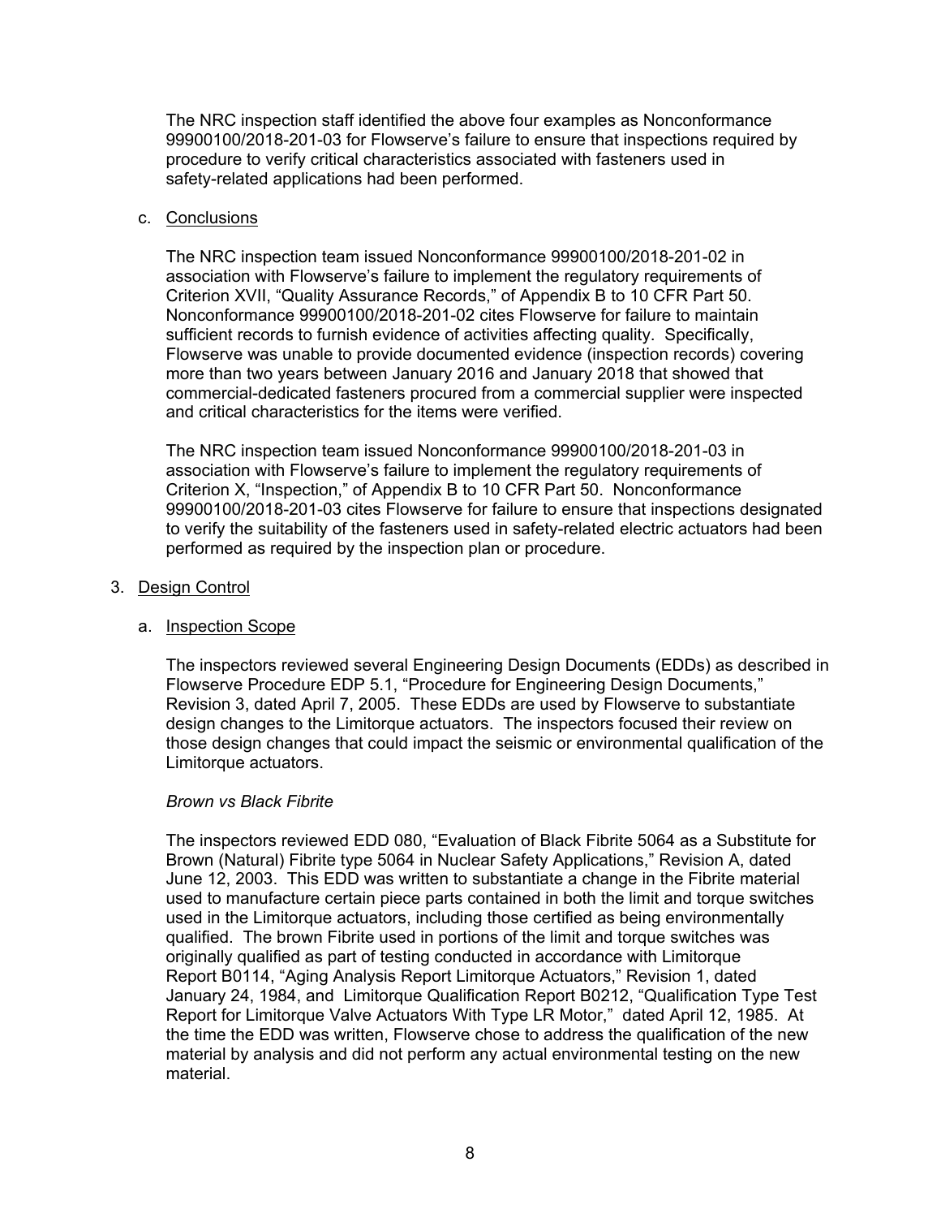The NRC inspection staff identified the above four examples as Nonconformance 99900100/2018-201-03 for Flowserve's failure to ensure that inspections required by procedure to verify critical characteristics associated with fasteners used in safety-related applications had been performed.

c. <u>Conclusions</u>

The NRC inspection team issued Nonconformance 99900100/2018-201-02 in association with Flowserve's failure to implement the regulatory requirements of Criterion XVII, "Quality Assurance Records," of Appendix B to 10 CFR Part 50. Nonconformance 99900100/2018-201-02 cites Flowserve for failure to maintain sufficient records to furnish evidence of activities affecting quality. Specifically, Flowserve was unable to provide documented evidence (inspection records) covering more than two years between January 2016 and January 2018 that showed that commercial-dedicated fasteners procured from a commercial supplier were inspected and critical characteristics for the items were verified.

The NRC inspection team issued Nonconformance 99900100/2018-201-03 in association with Flowserve's failure to implement the regulatory requirements of Criterion X, "Inspection," of Appendix B to 10 CFR Part 50. Nonconformance 99900100/2018-201-03 cites Flowserve for failure to ensure that inspections designated to verify the suitability of the fasteners used in safety-related electric actuators had been performed as required by the inspection plan or procedure.

3. <u>Design Control</u>

a. <u>Inspection Scope</u>

The inspectors reviewed several Engineering Design Documents (EDDs) as described in Flowserve Procedure EDP 5.1, "Procedure for Engineering Design Documents," Revision 3, dated April 7, 2005. These EDDs are used by Flowserve to substantiate design changes to the Limitorque actuators. The inspectors focused their review on those design changes that could impact the seismic or environmental qualification of the Limitorque actuators.

*Brown vs Black Fibrite*

The inspectors reviewed EDD 080, "Evaluation of Black Fibrite 5064 as a Substitute for Brown (Natural) Fibrite type 5064 in Nuclear Safety Applications," Revision A, dated June 12, 2003. This EDD was written to substantiate a change in the Fibrite material used to manufacture certain piece parts contained in both the limit and torque switches used in the Limitorque actuators, including those certified as being environmentally qualified. The brown Fibrite used in portions of the limit and torque switches was originally qualified as part of testing conducted in accordance with Limitorque Report B0114, "Aging Analysis Report Limitorque Actuators," Revision 1, dated January 24, 1984, and Limitorque Qualification Report B0212, "Qualification Type Test Report for Limitorque Valve Actuators With Type LR Motor," dated April 12, 1985. At the time the EDD was written, Flowserve chose to address the qualification of the new material by analysis and did not perform any actual environmental testing on the new material.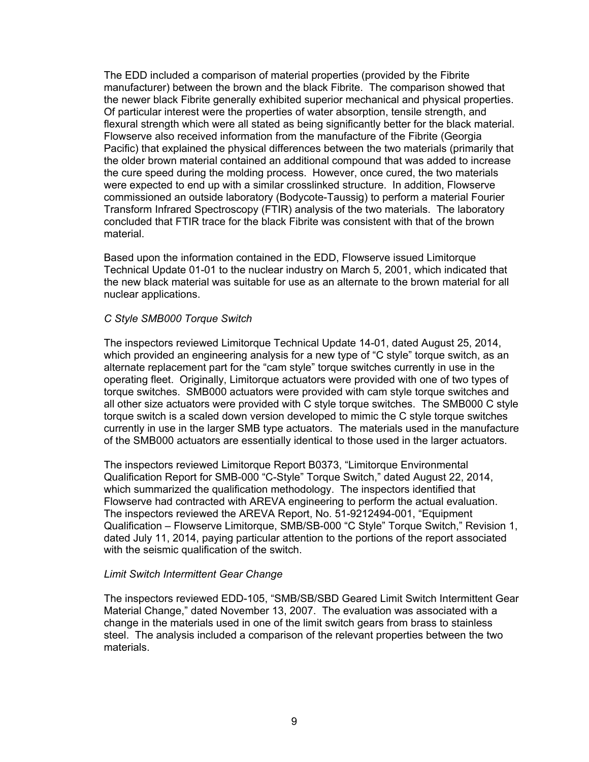The EDD included a comparison of material properties (provided by the Fibrite manufacturer) between the brown and the black Fibrite. The comparison showed that the newer black Fibrite generally exhibited superior mechanical and physical properties. Of particular interest were the properties of water absorption, tensile strength, and flexural strength which were all stated as being significantly better for the black material. Flowserve also received information from the manufacture of the Fibrite (Georgia Pacific) that explained the physical differences between the two materials (primarily that the older brown material contained an additional compound that was added to increase the cure speed during the molding process. However, once cured, the two materials were expected to end up with a similar crosslinked structure. In addition, Flowserve commissioned an outside laboratory (Bodycote-Taussig) to perform a material Fourier Transform Infrared Spectroscopy (FTIR) analysis of the two materials. The laboratory concluded that FTIR trace for the black Fibrite was consistent with that of the brown material.

Based upon the information contained in the EDD, Flowserve issued Limitorque Technical Update 01-01 to the nuclear industry on March 5, 2001, which indicated that the new black material was suitable for use as an alternate to the brown material for all nuclear applications.

*C Style SMB000 Torque Switch*

The inspectors reviewed Limitorque Technical Update 14-01, dated August 25, 2014, which provided an engineering analysis for a new type of "C style" torque switch, as an alternate replacement part for the "cam style" torque switches currently in use in the operating fleet. Originally, Limitorque actuators were provided with one of two types of torque switches. SMB000 actuators were provided with cam style torque switches and all other size actuators were provided with C style torque switches. The SMB000 C style torque switch is a scaled down version developed to mimic the C style torque switches currently in use in the larger SMB type actuators. The materials used in the manufacture of the SMB000 actuators are essentially identical to those used in the larger actuators.

The inspectors reviewed Limitorque Report B0373, "Limitorque Environmental Qualification Report for SMB-000 "C-Style" Torque Switch," dated August 22, 2014, which summarized the qualification methodology. The inspectors identified that Flowserve had contracted with AREVA engineering to perform the actual evaluation. The inspectors reviewed the AREVA Report, No. 51-9212494-001, "Equipment Qualification – Flowserve Limitorque, SMB/SB-000 "C Style" Torque Switch," Revision 1, dated July 11, 2014, paying particular attention to the portions of the report associated with the seismic qualification of the switch.

*Limit Switch Intermittent Gear Change*

The inspectors reviewed EDD-105, "SMB/SB/SBD Geared Limit Switch Intermittent Gear Material Change," dated November 13, 2007. The evaluation was associated with a change in the materials used in one of the limit switch gears from brass to stainless steel. The analysis included a comparison of the relevant properties between the two materials.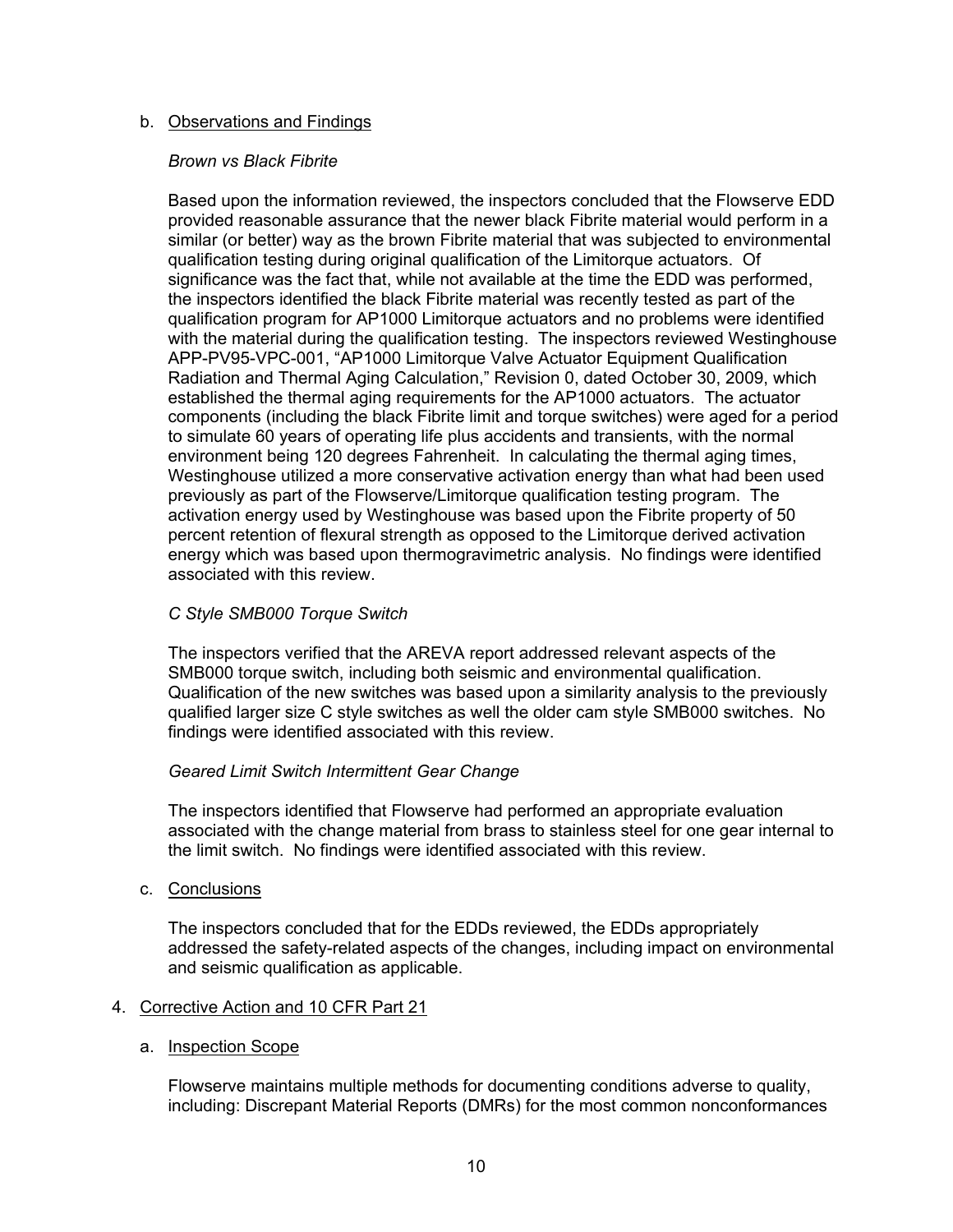b. Observations and Findings

*Brown vs Black Fibrite*

Based upon the information reviewed, the inspectors concluded that the Flowserve EDD provided reasonable assurance that the newer black Fibrite material would perform in a similar (or better) way as the brown Fibrite material that was subjected to environmental qualification testing during original qualification of the Limitorque actuators. Of significance was the fact that, while not available at the time the EDD was performed, the inspectors identified the black Fibrite material was recently tested as part of the qualification program for AP1000 Limitorque actuators and no problems were identified with the material during the qualification testing. The inspectors reviewed Westinghouse APP-PV95-VPC-001, "AP1000 Limitorque Valve Actuator Equipment Qualification Radiation and Thermal Aging Calculation," Revision 0, dated October 30, 2009, which established the thermal aging requirements for the AP1000 actuators. The actuator components (including the black Fibrite limit and torque switches) were aged for a period to simulate 60 years of operating life plus accidents and transients, with the normal environment being 120 degrees Fahrenheit. In calculating the thermal aging times, Westinghouse utilized a more conservative activation energy than what had been used previously as part of the Flowserve/Limitorque qualification testing program. The activation energy used by Westinghouse was based upon the Fibrite property of 50 percent retention of flexural strength as opposed to the Limitorque derived activation energy which was based upon thermogravimetric analysis. No findings were identified associated with this review.

*C Style SMB000 Torque Switch*

The inspectors verified that the AREVA report addressed relevant aspects of the SMB000 torque switch, including both seismic and environmental qualification. Qualification of the new switches was based upon a similarity analysis to the previously qualified larger size C style switches as well the older cam style SMB000 switches. No findings were identified associated with this review.

*Geared Limit Switch Intermittent Gear Change*

The inspectors identified that Flowserve had performed an appropriate evaluation associated with the change material from brass to stainless steel for one gear internal to the limit switch. No findings were identified associated with this review.

c. Conclusions

The inspectors concluded that for the EDDs reviewed, the EDDs appropriately addressed the safety-related aspects of the changes, including impact on environmental and seismic qualification as applicable.

4. Corrective Action and 10 CFR Part 21

a. Inspection Scope

Flowserve maintains multiple methods for documenting conditions adverse to quality, including: Discrepant Material Reports (DMRs) for the most common nonconformances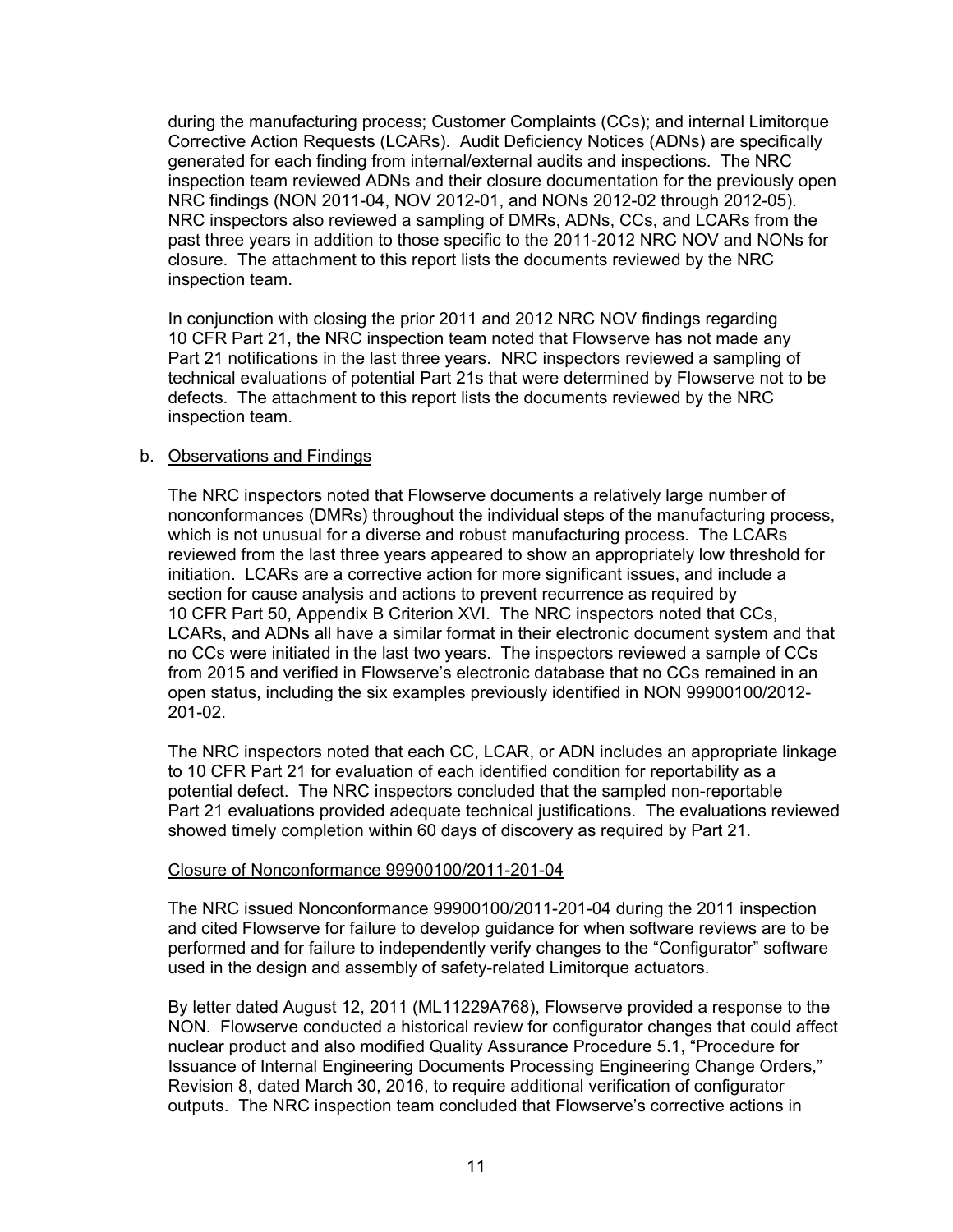during the manufacturing process; Customer Complaints (CCs); and internal Limitorque Corrective Action Requests (LCARs). Audit Deficiency Notices (ADNs) are specifically generated for each finding from internal/external audits and inspections. The NRC inspection team reviewed ADNs and their closure documentation for the previously open NRC findings (NON 2011-04, NOV 2012-01, and NONs 2012-02 through 2012-05). NRC inspectors also reviewed a sampling of DMRs, ADNs, CCs, and LCARs from the past three years in addition to those specific to the 2011-2012 NRC NOV and NONs for closure. The attachment to this report lists the documents reviewed by the NRC inspection team.

In conjunction with closing the prior 2011 and 2012 NRC NOV findings regarding 10 CFR Part 21, the NRC inspection team noted that Flowserve has not made any Part 21 notifications in the last three years. NRC inspectors reviewed a sampling of technical evaluations of potential Part 21s that were determined by Flowserve not to be defects. The attachment to this report lists the documents reviewed by the NRC inspection team.

b. Observations and Findings

The NRC inspectors noted that Flowserve documents a relatively large number of nonconformances (DMRs) throughout the individual steps of the manufacturing process, which is not unusual for a diverse and robust manufacturing process. The LCARs reviewed from the last three years appeared to show an appropriately low threshold for initiation. LCARs are a corrective action for more significant issues, and include a section for cause analysis and actions to prevent recurrence as required by 10 CFR Part 50, Appendix B Criterion XVI. The NRC inspectors noted that CCs, LCARs, and ADNs all have a similar format in their electronic document system and that no CCs were initiated in the last two years. The inspectors reviewed a sample of CCs from 2015 and verified in Flowserve's electronic database that no CCs remained in an open status, including the six examples previously identified in NON 99900100/2012-201-02.

The NRC inspectors noted that each CC, LCAR, or ADN includes an appropriate linkage to 10 CFR Part 21 for evaluation of each identified condition for reportability as a potential defect. The NRC inspectors concluded that the sampled non-reportable Part 21 evaluations provided adequate technical justifications. The evaluations reviewed showed timely completion within 60 days of discovery as required by Part 21.

Closure of Nonconformance 99900100/2011-201-04

The NRC issued Nonconformance 99900100/2011-201-04 during the 2011 inspection and cited Flowserve for failure to develop guidance for when software reviews are to be performed and for failure to independently verify changes to the "Configurator" software used in the design and assembly of safety-related Limitorque actuators.

By letter dated August 12, 2011 (ML11229A768), Flowserve provided a response to the NON. Flowserve conducted a historical review for configurator changes that could affect nuclear product and also modified Quality Assurance Procedure 5.1, "Procedure for Issuance of Internal Engineering Documents Processing Engineering Change Orders," Revision 8, dated March 30, 2016, to require additional verification of configurator outputs. The NRC inspection team concluded that Flowserve's corrective actions in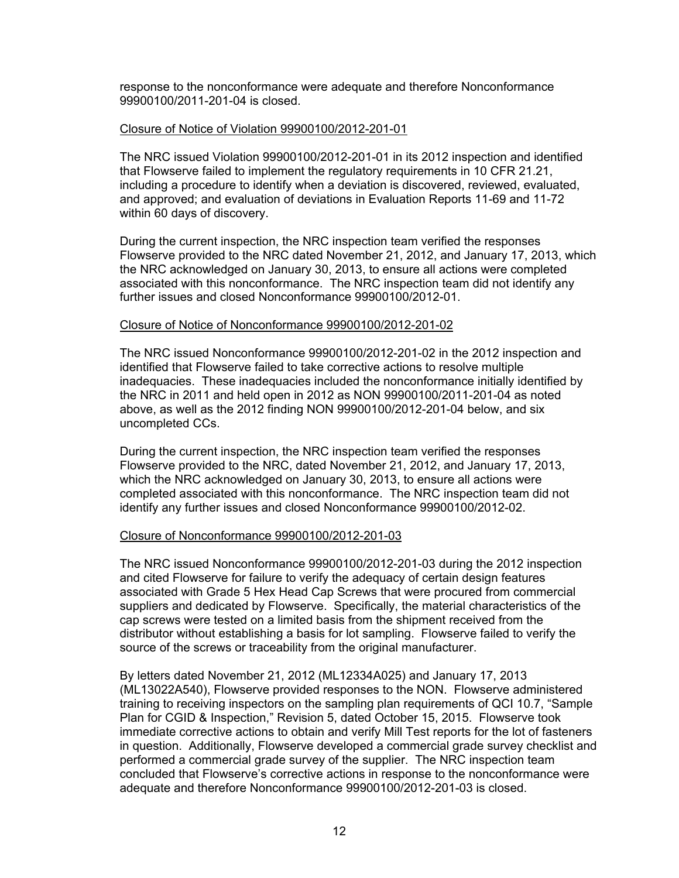response to the nonconformance were adequate and therefore Nonconformance 99900100/2011-201-04 is closed.

### Closure of Notice of Violation 99900100/2012-201-01

The NRC issued Violation 99900100/2012-201-01 in its 2012 inspection and identified that Flowserve failed to implement the regulatory requirements in 10 CFR 21.21, including a procedure to identify when a deviation is discovered, reviewed, evaluated, and approved; and evaluation of deviations in Evaluation Reports 11-69 and 11-72 within 60 days of discovery.

During the current inspection, the NRC inspection team verified the responses Flowserve provided to the NRC dated November 21, 2012, and January 17, 2013, which the NRC acknowledged on January 30, 2013, to ensure all actions were completed associated with this nonconformance. The NRC inspection team did not identify any further issues and closed Nonconformance 99900100/2012-01.

### Closure of Notice of Nonconformance 99900100/2012-201-02

The NRC issued Nonconformance 99900100/2012-201-02 in the 2012 inspection and identified that Flowserve failed to take corrective actions to resolve multiple inadequacies. These inadequacies included the nonconformance initially identified by the NRC in 2011 and held open in 2012 as NON 99900100/2011-201-04 as noted above, as well as the 2012 finding NON 99900100/2012-201-04 below, and six uncompleted CCs.

During the current inspection, the NRC inspection team verified the responses Flowserve provided to the NRC, dated November 21, 2012, and January 17, 2013, which the NRC acknowledged on January 30, 2013, to ensure all actions were completed associated with this nonconformance. The NRC inspection team did not identify any further issues and closed Nonconformance 99900100/2012-02.

### Closure of Nonconformance 99900100/2012-201-03

The NRC issued Nonconformance 99900100/2012-201-03 during the 2012 inspection and cited Flowserve for failure to verify the adequacy of certain design features associated with Grade 5 Hex Head Cap Screws that were procured from commercial suppliers and dedicated by Flowserve. Specifically, the material characteristics of the cap screws were tested on a limited basis from the shipment received from the distributor without establishing a basis for lot sampling. Flowserve failed to verify the source of the screws or traceability from the original manufacturer.

By letters dated November 21, 2012 (ML12334A025) and January 17, 2013 (ML13022A540), Flowserve provided responses to the NON. Flowserve administered training to receiving inspectors on the sampling plan requirements of QCI 10.7, "Sample Plan for CGID & Inspection," Revision 5, dated October 15, 2015. Flowserve took immediate corrective actions to obtain and verify Mill Test reports for the lot of fasteners in question. Additionally, Flowserve developed a commercial grade survey checklist and performed a commercial grade survey of the supplier. The NRC inspection team concluded that Flowserve's corrective actions in response to the nonconformance were adequate and therefore Nonconformance 99900100/2012-201-03 is closed.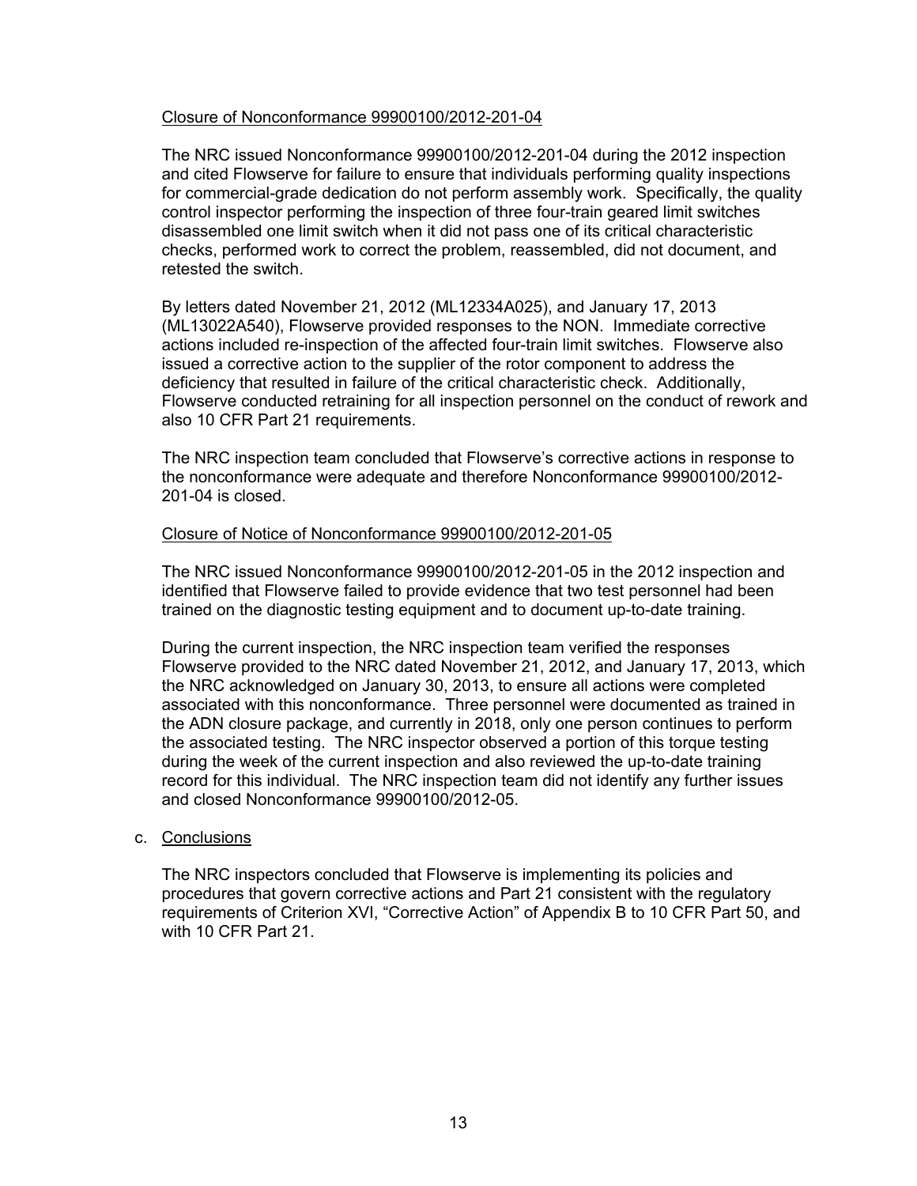Closure of Nonconformance 99900100/2012-201-04

The NRC issued Nonconformance 99900100/2012-201-04 during the 2012 inspection and cited Flowserve for failure to ensure that individuals performing quality inspections for commercial-grade dedication do not perform assembly work. Specifically, the quality control inspector performing the inspection of three four-train geared limit switches disassembled one limit switch when it did not pass one of its critical characteristic checks, performed work to correct the problem, reassembled, did not document, and retested the switch.

By letters dated November 21, 2012 (ML12334A025), and January 17, 2013 (ML13022A540), Flowserve provided responses to the NON. Immediate corrective actions included re-inspection of the affected four-train limit switches. Flowserve also issued a corrective action to the supplier of the rotor component to address the deficiency that resulted in failure of the critical characteristic check. Additionally, Flowserve conducted retraining for all inspection personnel on the conduct of rework and also 10 CFR Part 21 requirements.

The NRC inspection team concluded that Flowserve's corrective actions in response to the nonconformance were adequate and therefore Nonconformance 99900100/2012-201-04 is closed.

Closure of Notice of Nonconformance 99900100/2012-201-05

The NRC issued Nonconformance 99900100/2012-201-05 in the 2012 inspection and identified that Flowserve failed to provide evidence that two test personnel had been trained on the diagnostic testing equipment and to document up-to-date training.

During the current inspection, the NRC inspection team verified the responses Flowserve provided to the NRC dated November 21, 2012, and January 17, 2013, which the NRC acknowledged on January 30, 2013, to ensure all actions were completed associated with this nonconformance. Three personnel were documented as trained in the ADN closure package, and currently in 2018, only one person continues to perform the associated testing. The NRC inspector observed a portion of this torque testing during the week of the current inspection and also reviewed the up-to-date training record for this individual. The NRC inspection team did not identify any further issues and closed Nonconformance 99900100/2012-05.

c. Conclusions

The NRC inspectors concluded that Flowserve is implementing its policies and procedures that govern corrective actions and Part 21 consistent with the regulatory requirements of Criterion XVI, "Corrective Action" of Appendix B to 10 CFR Part 50, and with 10 CFR Part 21.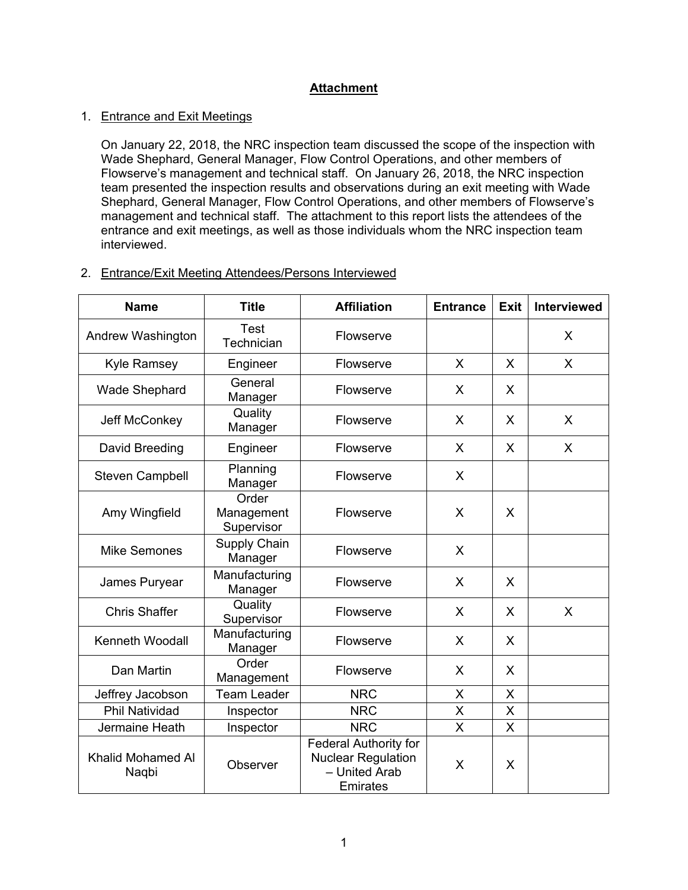**Attachment**

1. Entrance and Exit Meetings

   On January 22, 2018, the NRC inspection team discussed the scope of the inspection with Wade Shephard, General Manager, Flow Control Operations, and other members of Flowserve's management and technical staff. On January 26, 2018, the NRC inspection team presented the inspection results and observations during an exit meeting with Wade Shephard, General Manager, Flow Control Operations, and other members of Flowserve's management and technical staff. The attachment to this report lists the attendees of the entrance and exit meetings, as well as those individuals whom the NRC inspection team interviewed.

2. Entrance/Exit Meeting Attendees/Persons Interviewed

| Name | Title | Affiliation | Entrance | Exit | Interviewed |
|---|---|---|---|---|---|
| Andrew Washington | Test Technician | Flowserve | | | X |
| Kyle Ramsey | Engineer | Flowserve | X | X | X |
| Wade Shephard | General Manager | Flowserve | X | X | |
| Jeff McConkey | Quality Manager | Flowserve | X | X | X |
| David Breeding | Engineer | Flowserve | X | X | X |
| Steven Campbell | Planning Manager | Flowserve | X | | |
| Amy Wingfield | Order Management Supervisor | Flowserve | X | X | |
| Mike Semones | Supply Chain Manager | Flowserve | X | | |
| James Puryear | Manufacturing Manager | Flowserve | X | X | |
| Chris Shaffer | Quality Supervisor | Flowserve | X | X | X |
| Kenneth Woodall | Manufacturing Manager | Flowserve | X | X | |
| Dan Martin | Order Management | Flowserve | X | X | |
| Jeffrey Jacobson | Team Leader | NRC | X | X | |
| Phil Natividad | Inspector | NRC | X | X | |
| Jermaine Heath | Inspector | NRC | X | X | |
| Khalid Mohamed Al Naqbi | Observer | Federal Authority for Nuclear Regulation – United Arab Emirates | X | X | |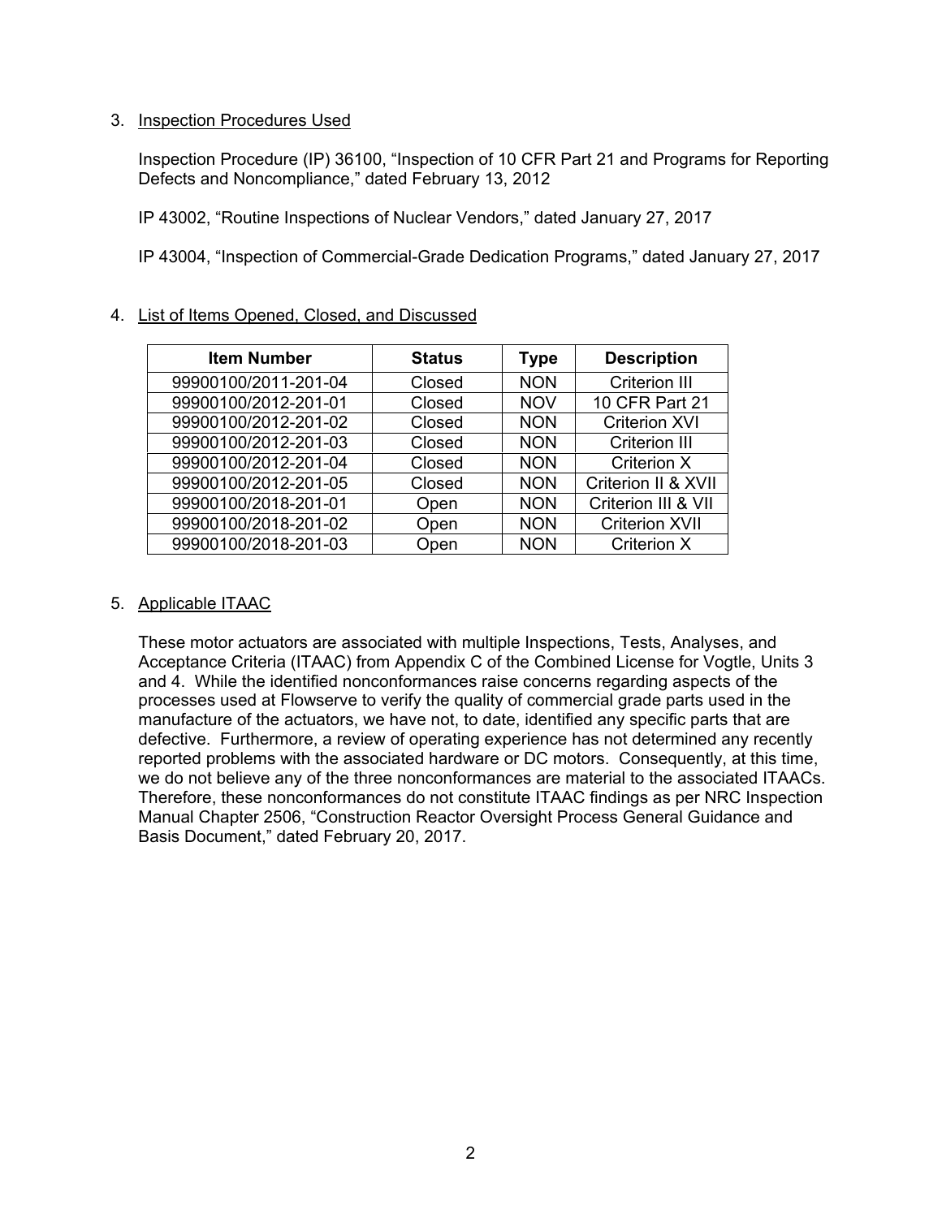3. Inspection Procedures Used

   Inspection Procedure (IP) 36100, "Inspection of 10 CFR Part 21 and Programs for Reporting Defects and Noncompliance," dated February 13, 2012

   IP 43002, "Routine Inspections of Nuclear Vendors," dated January 27, 2017

   IP 43004, "Inspection of Commercial-Grade Dedication Programs," dated January 27, 2017

4. List of Items Opened, Closed, and Discussed

| Item Number | Status | Type | Description |
|---|---|---|---|
| 99900100/2011-201-04 | Closed | NON | Criterion III |
| 99900100/2012-201-01 | Closed | NOV | 10 CFR Part 21 |
| 99900100/2012-201-02 | Closed | NON | Criterion XVI |
| 99900100/2012-201-03 | Closed | NON | Criterion III |
| 99900100/2012-201-04 | Closed | NON | Criterion X |
| 99900100/2012-201-05 | Closed | NON | Criterion II & XVII |
| 99900100/2018-201-01 | Open | NON | Criterion III & VII |
| 99900100/2018-201-02 | Open | NON | Criterion XVII |
| 99900100/2018-201-03 | Open | NON | Criterion X |

5. Applicable ITAAC

   These motor actuators are associated with multiple Inspections, Tests, Analyses, and Acceptance Criteria (ITAAC) from Appendix C of the Combined License for Vogtle, Units 3 and 4. While the identified nonconformances raise concerns regarding aspects of the processes used at Flowserve to verify the quality of commercial grade parts used in the manufacture of the actuators, we have not, to date, identified any specific parts that are defective. Furthermore, a review of operating experience has not determined any recently reported problems with the associated hardware or DC motors. Consequently, at this time, we do not believe any of the three nonconformances are material to the associated ITAACs. Therefore, these nonconformances do not constitute ITAAC findings as per NRC Inspection Manual Chapter 2506, "Construction Reactor Oversight Process General Guidance and Basis Document," dated February 20, 2017.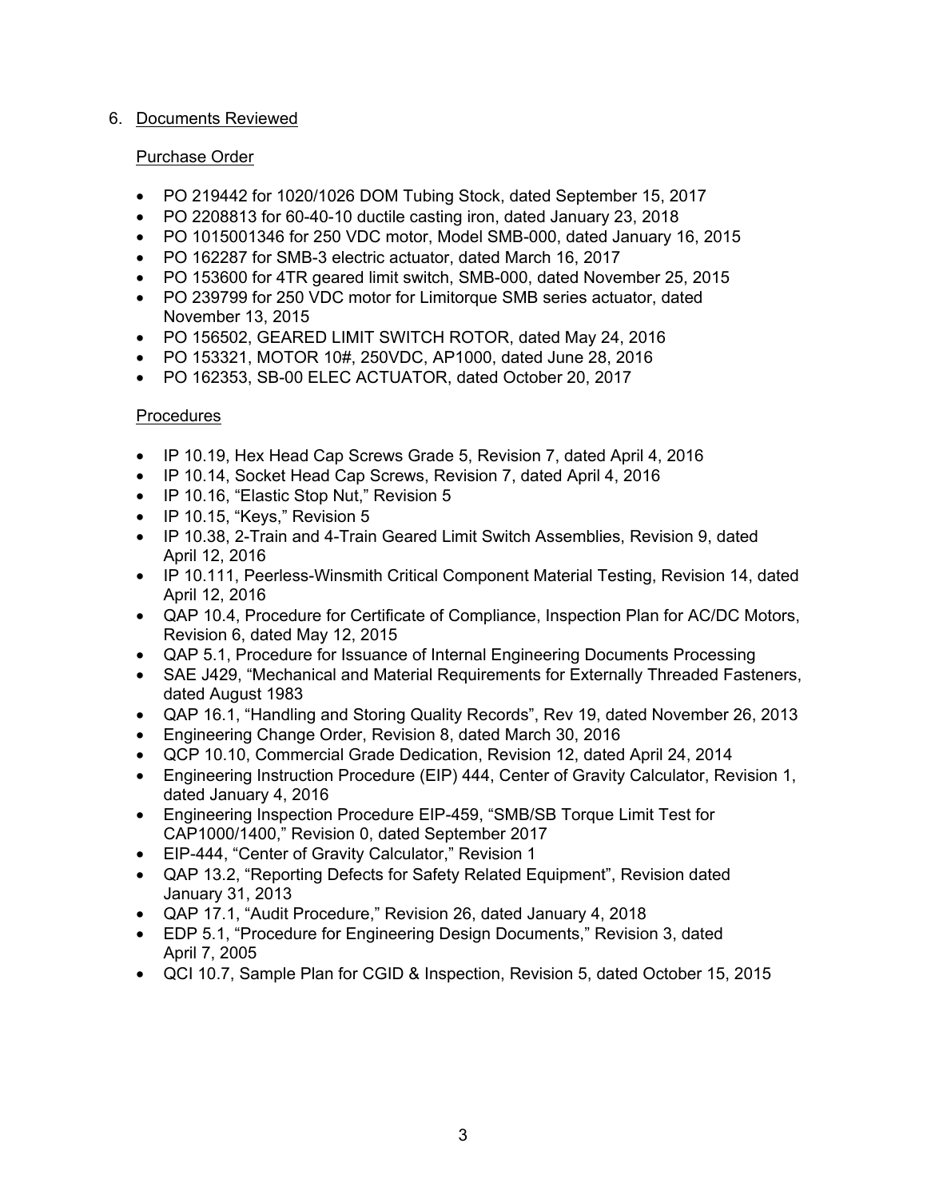6. Documents Reviewed

Purchase Order

- PO 219442 for 1020/1026 DOM Tubing Stock, dated September 15, 2017
- PO 2208813 for 60-40-10 ductile casting iron, dated January 23, 2018
- PO 1015001346 for 250 VDC motor, Model SMB-000, dated January 16, 2015
- PO 162287 for SMB-3 electric actuator, dated March 16, 2017
- PO 153600 for 4TR geared limit switch, SMB-000, dated November 25, 2015
- PO 239799 for 250 VDC motor for Limitorque SMB series actuator, dated November 13, 2015
- PO 156502, GEARED LIMIT SWITCH ROTOR, dated May 24, 2016
- PO 153321, MOTOR 10#, 250VDC, AP1000, dated June 28, 2016
- PO 162353, SB-00 ELEC ACTUATOR, dated October 20, 2017

Procedures

- IP 10.19, Hex Head Cap Screws Grade 5, Revision 7, dated April 4, 2016
- IP 10.14, Socket Head Cap Screws, Revision 7, dated April 4, 2016
- IP 10.16, "Elastic Stop Nut," Revision 5
- IP 10.15, "Keys," Revision 5
- IP 10.38, 2-Train and 4-Train Geared Limit Switch Assemblies, Revision 9, dated April 12, 2016
- IP 10.111, Peerless-Winsmith Critical Component Material Testing, Revision 14, dated April 12, 2016
- QAP 10.4, Procedure for Certificate of Compliance, Inspection Plan for AC/DC Motors, Revision 6, dated May 12, 2015
- QAP 5.1, Procedure for Issuance of Internal Engineering Documents Processing
- SAE J429, "Mechanical and Material Requirements for Externally Threaded Fasteners, dated August 1983
- QAP 16.1, "Handling and Storing Quality Records", Rev 19, dated November 26, 2013
- Engineering Change Order, Revision 8, dated March 30, 2016
- QCP 10.10, Commercial Grade Dedication, Revision 12, dated April 24, 2014
- Engineering Instruction Procedure (EIP) 444, Center of Gravity Calculator, Revision 1, dated January 4, 2016
- Engineering Inspection Procedure EIP-459, "SMB/SB Torque Limit Test for CAP1000/1400," Revision 0, dated September 2017
- EIP-444, "Center of Gravity Calculator," Revision 1
- QAP 13.2, "Reporting Defects for Safety Related Equipment", Revision dated January 31, 2013
- QAP 17.1, "Audit Procedure," Revision 26, dated January 4, 2018
- EDP 5.1, "Procedure for Engineering Design Documents," Revision 3, dated April 7, 2005
- QCI 10.7, Sample Plan for CGID & Inspection, Revision 5, dated October 15, 2015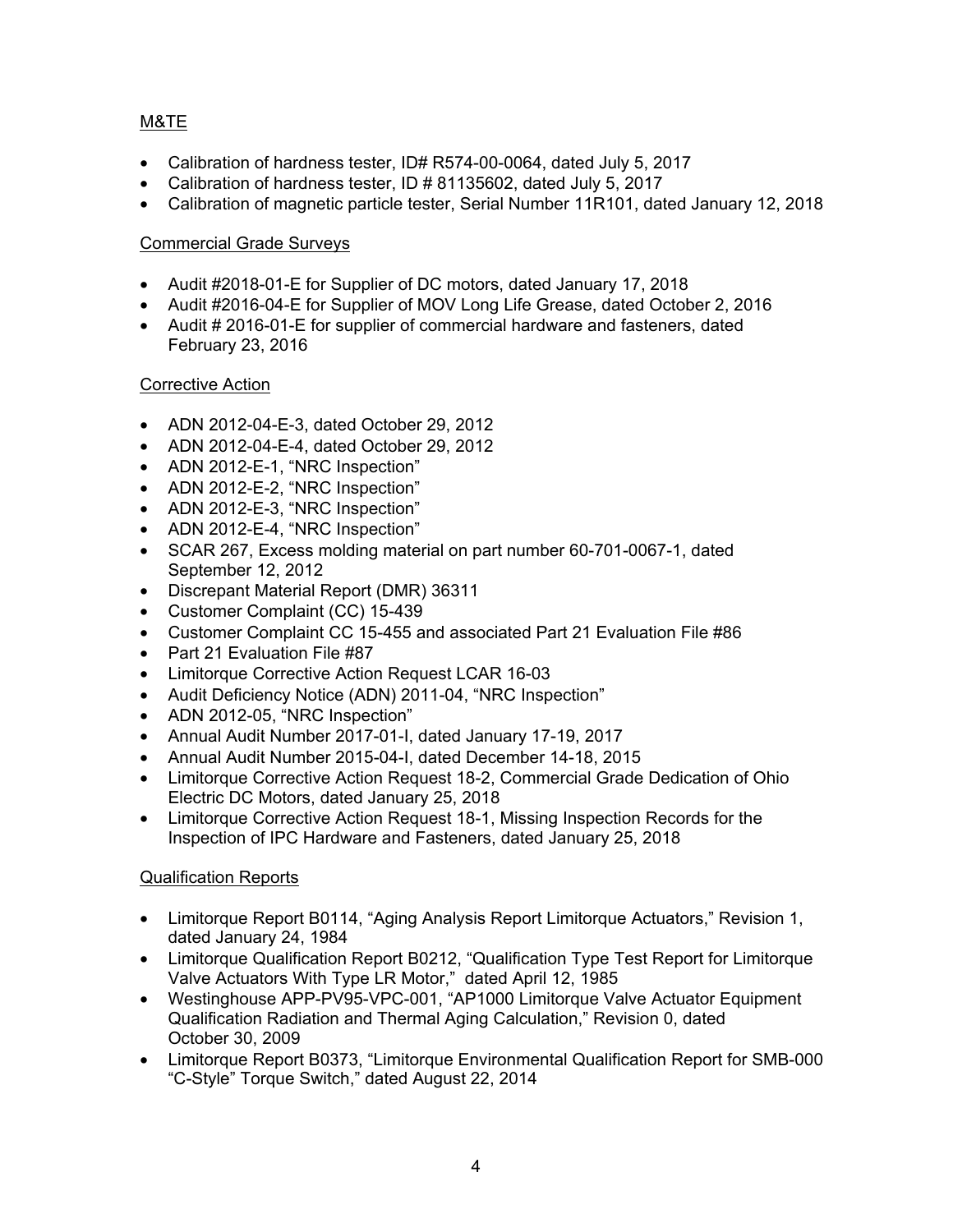M&TE

- Calibration of hardness tester, ID# R574-00-0064, dated July 5, 2017
- Calibration of hardness tester, ID # 81135602, dated July 5, 2017
- Calibration of magnetic particle tester, Serial Number 11R101, dated January 12, 2018

Commercial Grade Surveys

- Audit #2018-01-E for Supplier of DC motors, dated January 17, 2018
- Audit #2016-04-E for Supplier of MOV Long Life Grease, dated October 2, 2016
- Audit # 2016-01-E for supplier of commercial hardware and fasteners, dated February 23, 2016

Corrective Action

- ADN 2012-04-E-3, dated October 29, 2012
- ADN 2012-04-E-4, dated October 29, 2012
- ADN 2012-E-1, "NRC Inspection"
- ADN 2012-E-2, "NRC Inspection"
- ADN 2012-E-3, "NRC Inspection"
- ADN 2012-E-4, "NRC Inspection"
- SCAR 267, Excess molding material on part number 60-701-0067-1, dated September 12, 2012
- Discrepant Material Report (DMR) 36311
- Customer Complaint (CC) 15-439
- Customer Complaint CC 15-455 and associated Part 21 Evaluation File #86
- Part 21 Evaluation File #87
- Limitorque Corrective Action Request LCAR 16-03
- Audit Deficiency Notice (ADN) 2011-04, "NRC Inspection"
- ADN 2012-05, "NRC Inspection"
- Annual Audit Number 2017-01-I, dated January 17-19, 2017
- Annual Audit Number 2015-04-I, dated December 14-18, 2015
- Limitorque Corrective Action Request 18-2, Commercial Grade Dedication of Ohio Electric DC Motors, dated January 25, 2018
- Limitorque Corrective Action Request 18-1, Missing Inspection Records for the Inspection of IPC Hardware and Fasteners, dated January 25, 2018

Qualification Reports

- Limitorque Report B0114, "Aging Analysis Report Limitorque Actuators," Revision 1, dated January 24, 1984
- Limitorque Qualification Report B0212, "Qualification Type Test Report for Limitorque Valve Actuators With Type LR Motor," dated April 12, 1985
- Westinghouse APP-PV95-VPC-001, "AP1000 Limitorque Valve Actuator Equipment Qualification Radiation and Thermal Aging Calculation," Revision 0, dated October 30, 2009
- Limitorque Report B0373, "Limitorque Environmental Qualification Report for SMB-000 "C-Style" Torque Switch," dated August 22, 2014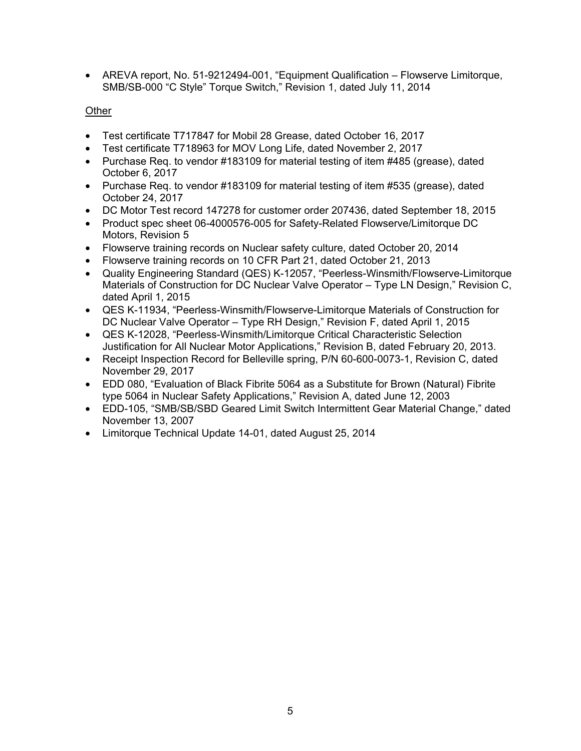- AREVA report, No. 51-9212494-001, "Equipment Qualification – Flowserve Limitorque, SMB/SB-000 "C Style" Torque Switch," Revision 1, dated July 11, 2014

<u>Other</u>

- Test certificate T717847 for Mobil 28 Grease, dated October 16, 2017
- Test certificate T718963 for MOV Long Life, dated November 2, 2017
- Purchase Req. to vendor #183109 for material testing of item #485 (grease), dated October 6, 2017
- Purchase Req. to vendor #183109 for material testing of item #535 (grease), dated October 24, 2017
- DC Motor Test record 147278 for customer order 207436, dated September 18, 2015
- Product spec sheet 06-4000576-005 for Safety-Related Flowserve/Limitorque DC Motors, Revision 5
- Flowserve training records on Nuclear safety culture, dated October 20, 2014
- Flowserve training records on 10 CFR Part 21, dated October 21, 2013
- Quality Engineering Standard (QES) K-12057, "Peerless-Winsmith/Flowserve-Limitorque Materials of Construction for DC Nuclear Valve Operator – Type LN Design," Revision C, dated April 1, 2015
- QES K-11934, "Peerless-Winsmith/Flowserve-Limitorque Materials of Construction for DC Nuclear Valve Operator – Type RH Design," Revision F, dated April 1, 2015
- QES K-12028, "Peerless-Winsmith/Limitorque Critical Characteristic Selection Justification for All Nuclear Motor Applications," Revision B, dated February 20, 2013.
- Receipt Inspection Record for Belleville spring, P/N 60-600-0073-1, Revision C, dated November 29, 2017
- EDD 080, "Evaluation of Black Fibrite 5064 as a Substitute for Brown (Natural) Fibrite type 5064 in Nuclear Safety Applications," Revision A, dated June 12, 2003
- EDD-105, "SMB/SB/SBD Geared Limit Switch Intermittent Gear Material Change," dated November 13, 2007
- Limitorque Technical Update 14-01, dated August 25, 2014